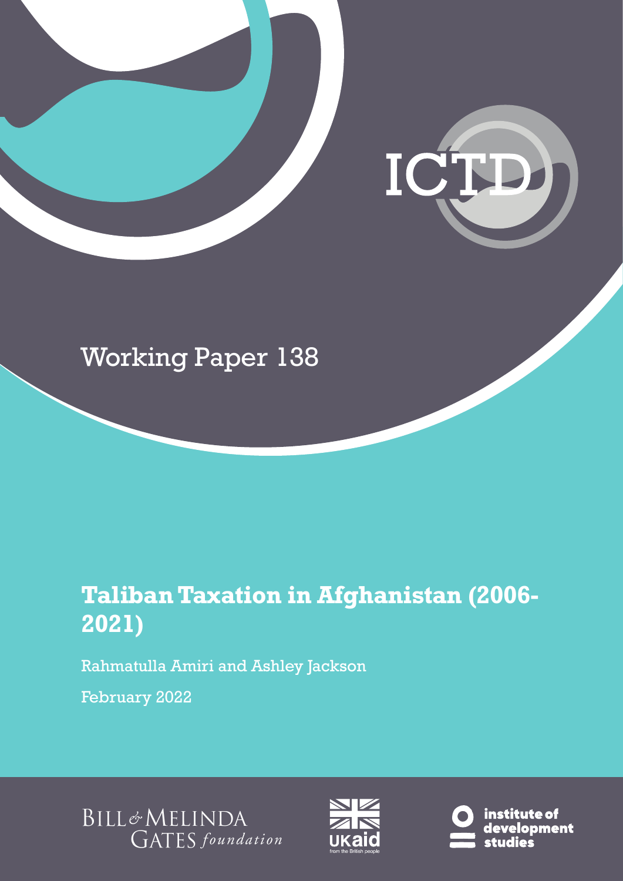ICTD

Working Paper 138

# Taliban Taxation in Afghanistan (2006-2021)

Rahmatulla Amiri and Ashley Jackson

February 2022

BILL & MELINDA GATES *foundation*

UKaid from the British people

institute of development studies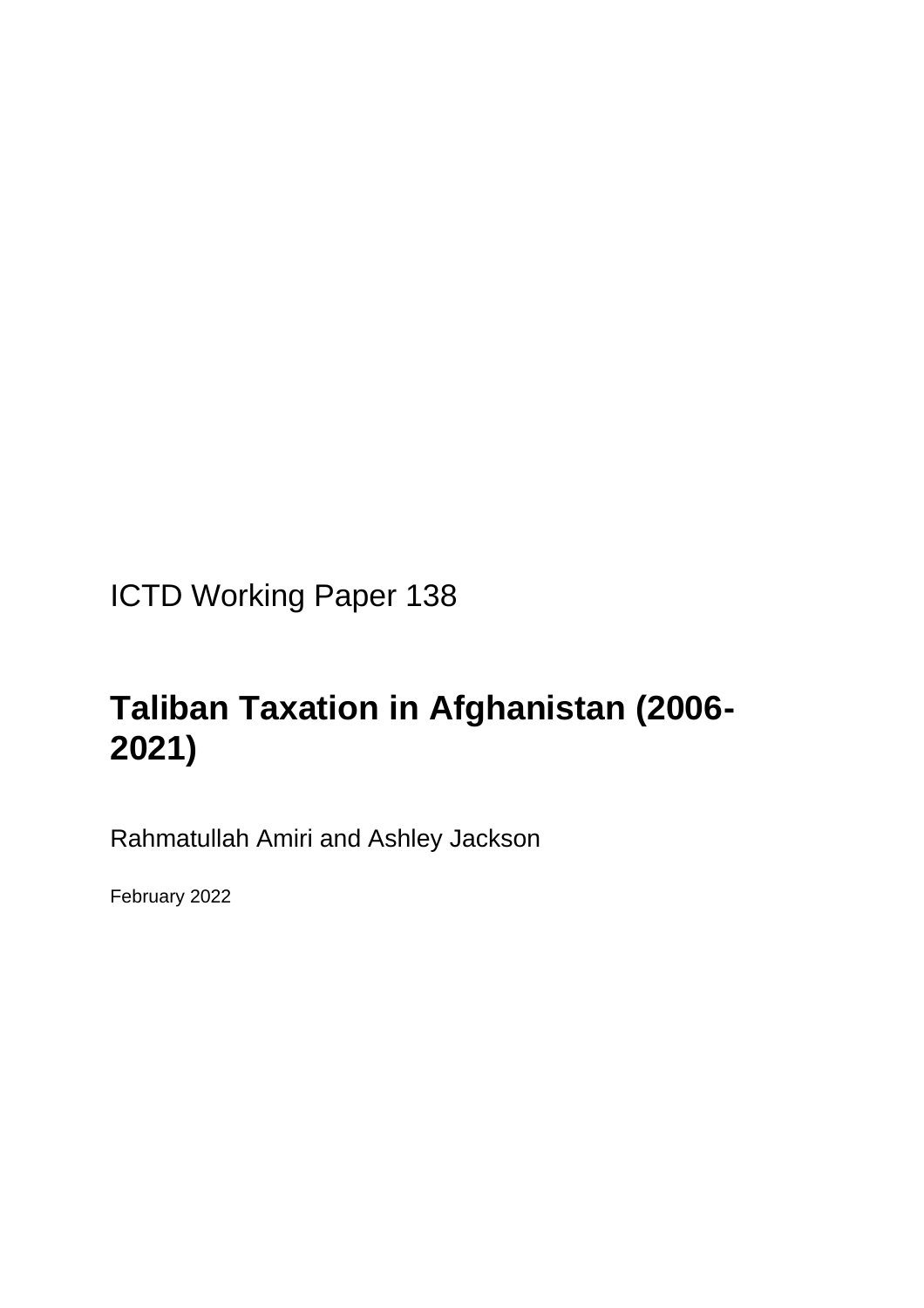ICTD Working Paper 138

# Taliban Taxation in Afghanistan (2006-2021)

Rahmatullah Amiri and Ashley Jackson

February 2022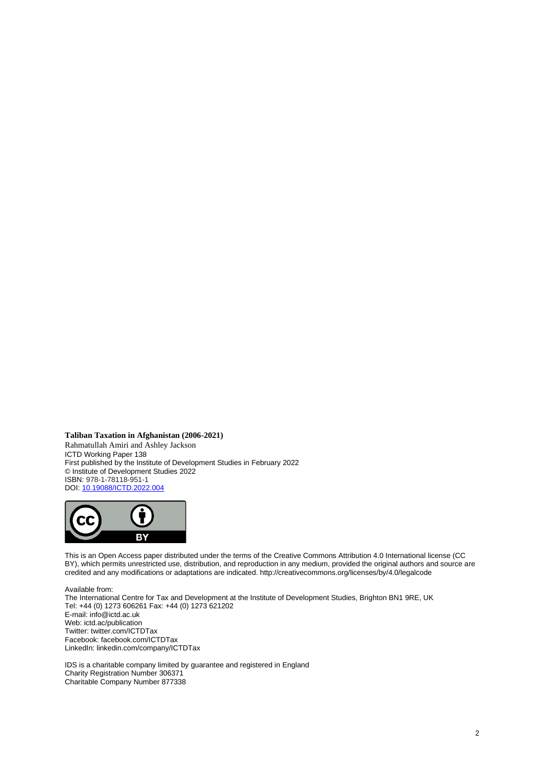**Taliban Taxation in Afghanistan (2006-2021)**
Rahmatullah Amiri and Ashley Jackson
ICTD Working Paper 138
First published by the Institute of Development Studies in February 2022
© Institute of Development Studies 2022
ISBN: 978-1-78118-951-1
DOI: [10.19088/ICTD.2022.004](10.19088/ICTD.2022.004)

This is an Open Access paper distributed under the terms of the Creative Commons Attribution 4.0 International license (CC BY), which permits unrestricted use, distribution, and reproduction in any medium, provided the original authors and source are credited and any modifications or adaptations are indicated. http://creativecommons.org/licenses/by/4.0/legalcode

Available from:
The International Centre for Tax and Development at the Institute of Development Studies, Brighton BN1 9RE, UK
Tel: +44 (0) 1273 606261 Fax: +44 (0) 1273 621202
E-mail: info@ictd.ac.uk
Web: ictd.ac/publication
Twitter: twitter.com/ICTDTax
Facebook: facebook.com/ICTDTax
LinkedIn: linkedin.com/company/ICTDTax

IDS is a charitable company limited by guarantee and registered in England
Charity Registration Number 306371
Charitable Company Number 877338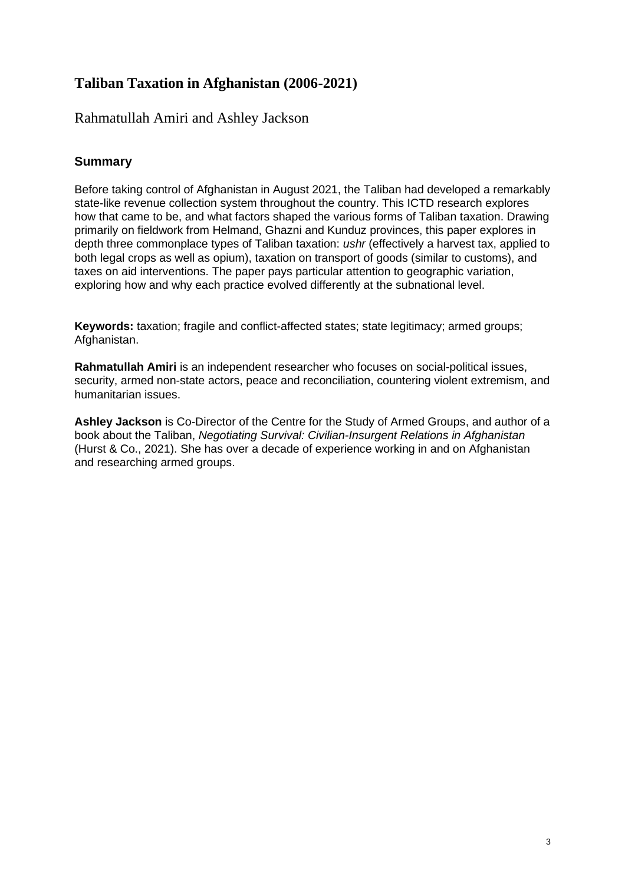# Taliban Taxation in Afghanistan (2006-2021)

Rahmatullah Amiri and Ashley Jackson

## Summary

Before taking control of Afghanistan in August 2021, the Taliban had developed a remarkably state-like revenue collection system throughout the country. This ICTD research explores how that came to be, and what factors shaped the various forms of Taliban taxation. Drawing primarily on fieldwork from Helmand, Ghazni and Kunduz provinces, this paper explores in depth three commonplace types of Taliban taxation: *ushr* (effectively a harvest tax, applied to both legal crops as well as opium), taxation on transport of goods (similar to customs), and taxes on aid interventions. The paper pays particular attention to geographic variation, exploring how and why each practice evolved differently at the subnational level.

**Keywords:** taxation; fragile and conflict-affected states; state legitimacy; armed groups; Afghanistan.

**Rahmatullah Amiri** is an independent researcher who focuses on social-political issues, security, armed non-state actors, peace and reconciliation, countering violent extremism, and humanitarian issues.

**Ashley Jackson** is Co-Director of the Centre for the Study of Armed Groups, and author of a book about the Taliban, *Negotiating Survival: Civilian-Insurgent Relations in Afghanistan* (Hurst & Co., 2021). She has over a decade of experience working in and on Afghanistan and researching armed groups.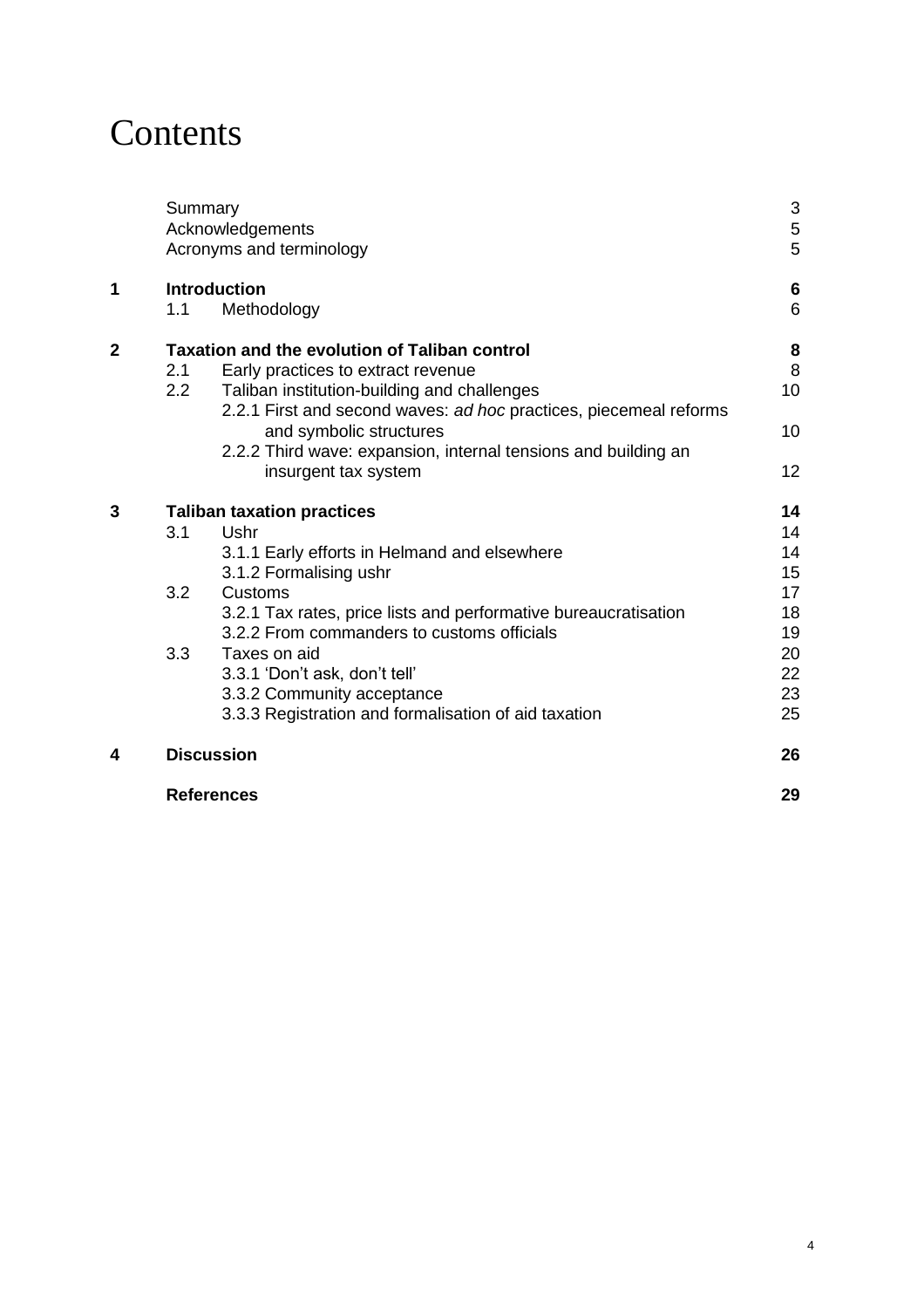# Contents

| | | |
|---|---|---|
| | Summary | 3 |
| | Acknowledgements | 5 |
| | Acronyms and terminology | 5 |
| **1** | **Introduction** | **6** |
| | 1.1 Methodology | 6 |
| **2** | **Taxation and the evolution of Taliban control** | **8** |
| | 2.1 Early practices to extract revenue | 8 |
| | 2.2 Taliban institution-building and challenges | 10 |
| | 2.2.1 First and second waves: *ad hoc* practices, piecemeal reforms and symbolic structures | 10 |
| | 2.2.2 Third wave: expansion, internal tensions and building an insurgent tax system | 12 |
| **3** | **Taliban taxation practices** | **14** |
| | 3.1 Ushr | 14 |
| | 3.1.1 Early efforts in Helmand and elsewhere | 14 |
| | 3.1.2 Formalising ushr | 15 |
| | 3.2 Customs | 17 |
| | 3.2.1 Tax rates, price lists and performative bureaucratisation | 18 |
| | 3.2.2 From commanders to customs officials | 19 |
| | 3.3 Taxes on aid | 20 |
| | 3.3.1 'Don't ask, don't tell' | 22 |
| | 3.3.2 Community acceptance | 23 |
| | 3.3.3 Registration and formalisation of aid taxation | 25 |
| **4** | **Discussion** | **26** |
| | **References** | **29** |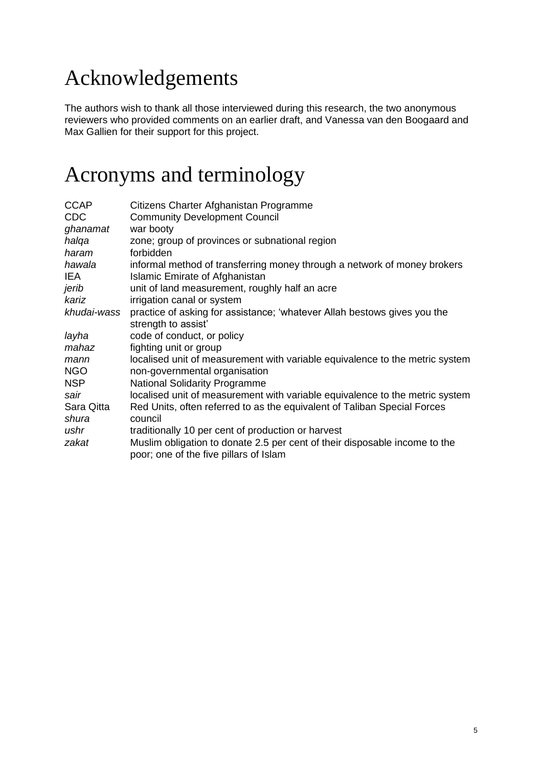# Acknowledgements

The authors wish to thank all those interviewed during this research, the two anonymous reviewers who provided comments on an earlier draft, and Vanessa van den Boogaard and Max Gallien for their support for this project.

# Acronyms and terminology

| | |
|---|---|
| CCAP | Citizens Charter Afghanistan Programme |
| CDC | Community Development Council |
| *ghanamat* | war booty |
| *halqa* | zone; group of provinces or subnational region |
| *haram* | forbidden |
| *hawala* | informal method of transferring money through a network of money brokers |
| IEA | Islamic Emirate of Afghanistan |
| *jerib* | unit of land measurement, roughly half an acre |
| *kariz* | irrigation canal or system |
| *khudai-wass* | practice of asking for assistance; 'whatever Allah bestows gives you the strength to assist' |
| *layha* | code of conduct, or policy |
| *mahaz* | fighting unit or group |
| *mann* | localised unit of measurement with variable equivalence to the metric system |
| NGO | non-governmental organisation |
| NSP | National Solidarity Programme |
| *sair* | localised unit of measurement with variable equivalence to the metric system |
| Sara Qitta | Red Units, often referred to as the equivalent of Taliban Special Forces |
| *shura* | council |
| *ushr* | traditionally 10 per cent of production or harvest |
| *zakat* | Muslim obligation to donate 2.5 per cent of their disposable income to the poor; one of the five pillars of Islam |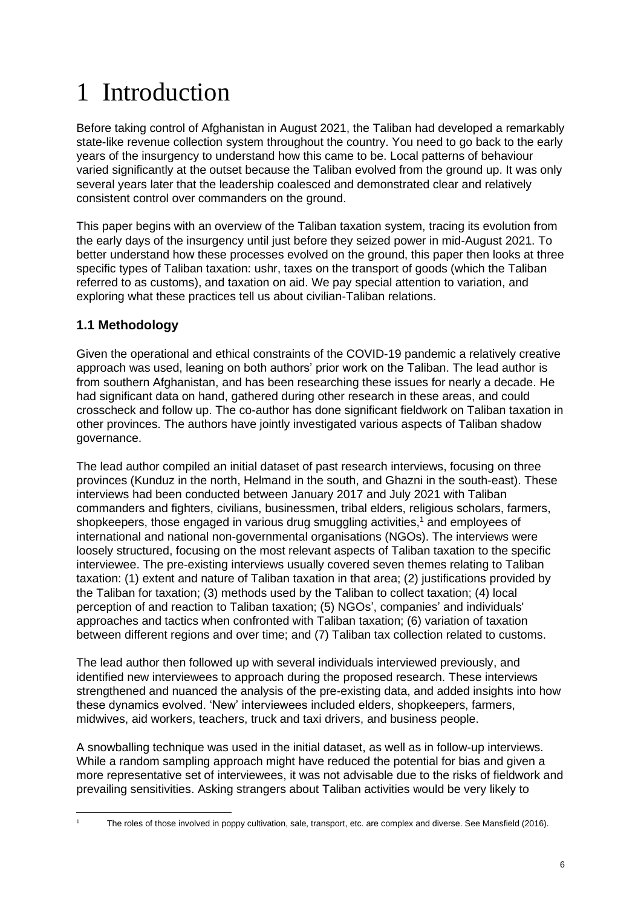# 1 Introduction

Before taking control of Afghanistan in August 2021, the Taliban had developed a remarkably state-like revenue collection system throughout the country. You need to go back to the early years of the insurgency to understand how this came to be. Local patterns of behaviour varied significantly at the outset because the Taliban evolved from the ground up. It was only several years later that the leadership coalesced and demonstrated clear and relatively consistent control over commanders on the ground.

This paper begins with an overview of the Taliban taxation system, tracing its evolution from the early days of the insurgency until just before they seized power in mid-August 2021. To better understand how these processes evolved on the ground, this paper then looks at three specific types of Taliban taxation: ushr, taxes on the transport of goods (which the Taliban referred to as customs), and taxation on aid. We pay special attention to variation, and exploring what these practices tell us about civilian-Taliban relations.

## 1.1 Methodology

Given the operational and ethical constraints of the COVID-19 pandemic a relatively creative approach was used, leaning on both authors' prior work on the Taliban. The lead author is from southern Afghanistan, and has been researching these issues for nearly a decade. He had significant data on hand, gathered during other research in these areas, and could crosscheck and follow up. The co-author has done significant fieldwork on Taliban taxation in other provinces. The authors have jointly investigated various aspects of Taliban shadow governance.

The lead author compiled an initial dataset of past research interviews, focusing on three provinces (Kunduz in the north, Helmand in the south, and Ghazni in the south-east). These interviews had been conducted between January 2017 and July 2021 with Taliban commanders and fighters, civilians, businessmen, tribal elders, religious scholars, farmers, shopkeepers, those engaged in various drug smuggling activities,[1] and employees of international and national non-governmental organisations (NGOs). The interviews were loosely structured, focusing on the most relevant aspects of Taliban taxation to the specific interviewee. The pre-existing interviews usually covered seven themes relating to Taliban taxation: (1) extent and nature of Taliban taxation in that area; (2) justifications provided by the Taliban for taxation; (3) methods used by the Taliban to collect taxation; (4) local perception of and reaction to Taliban taxation; (5) NGOs', companies' and individuals' approaches and tactics when confronted with Taliban taxation; (6) variation of taxation between different regions and over time; and (7) Taliban tax collection related to customs.

The lead author then followed up with several individuals interviewed previously, and identified new interviewees to approach during the proposed research. These interviews strengthened and nuanced the analysis of the pre-existing data, and added insights into how these dynamics evolved. 'New' interviewees included elders, shopkeepers, farmers, midwives, aid workers, teachers, truck and taxi drivers, and business people.

A snowballing technique was used in the initial dataset, as well as in follow-up interviews. While a random sampling approach might have reduced the potential for bias and given a more representative set of interviewees, it was not advisable due to the risks of fieldwork and prevailing sensitivities. Asking strangers about Taliban activities would be very likely to

[1] The roles of those involved in poppy cultivation, sale, transport, etc. are complex and diverse. See Mansfield (2016).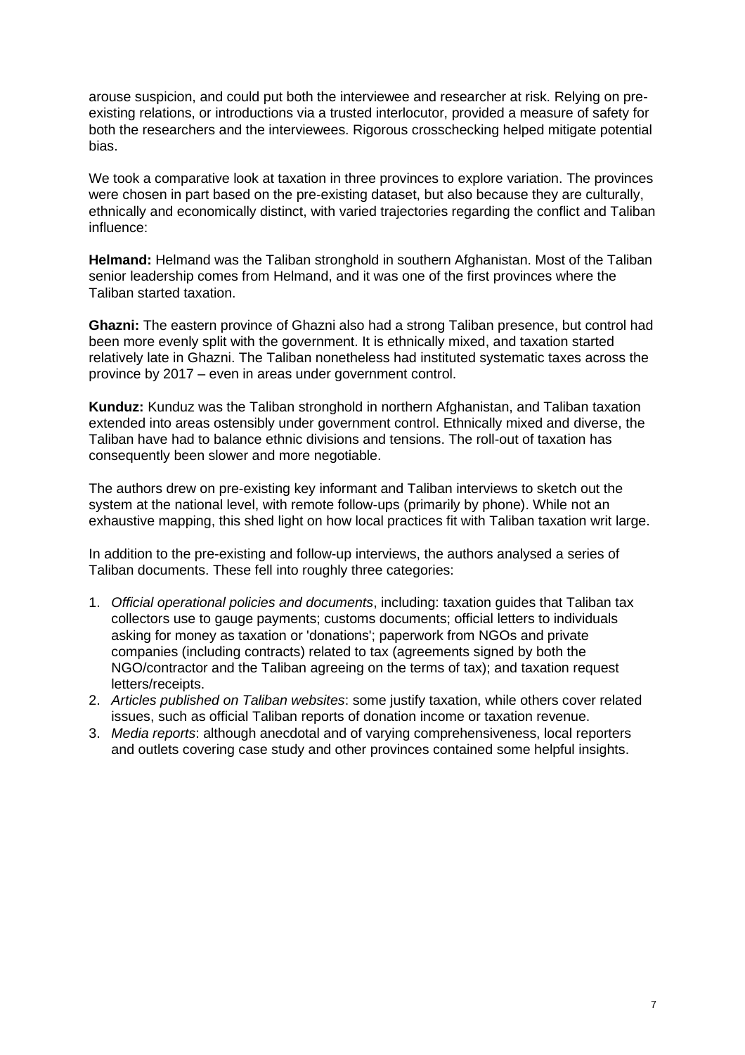arouse suspicion, and could put both the interviewee and researcher at risk. Relying on pre-existing relations, or introductions via a trusted interlocutor, provided a measure of safety for both the researchers and the interviewees. Rigorous crosschecking helped mitigate potential bias.

We took a comparative look at taxation in three provinces to explore variation. The provinces were chosen in part based on the pre-existing dataset, but also because they are culturally, ethnically and economically distinct, with varied trajectories regarding the conflict and Taliban influence:

**Helmand:** Helmand was the Taliban stronghold in southern Afghanistan. Most of the Taliban senior leadership comes from Helmand, and it was one of the first provinces where the Taliban started taxation.

**Ghazni:** The eastern province of Ghazni also had a strong Taliban presence, but control had been more evenly split with the government. It is ethnically mixed, and taxation started relatively late in Ghazni. The Taliban nonetheless had instituted systematic taxes across the province by 2017 – even in areas under government control.

**Kunduz:** Kunduz was the Taliban stronghold in northern Afghanistan, and Taliban taxation extended into areas ostensibly under government control. Ethnically mixed and diverse, the Taliban have had to balance ethnic divisions and tensions. The roll-out of taxation has consequently been slower and more negotiable.

The authors drew on pre-existing key informant and Taliban interviews to sketch out the system at the national level, with remote follow-ups (primarily by phone). While not an exhaustive mapping, this shed light on how local practices fit with Taliban taxation writ large.

In addition to the pre-existing and follow-up interviews, the authors analysed a series of Taliban documents. These fell into roughly three categories:

1. *Official operational policies and documents*, including: taxation guides that Taliban tax collectors use to gauge payments; customs documents; official letters to individuals asking for money as taxation or 'donations'; paperwork from NGOs and private companies (including contracts) related to tax (agreements signed by both the NGO/contractor and the Taliban agreeing on the terms of tax); and taxation request letters/receipts.
2. *Articles published on Taliban websites*: some justify taxation, while others cover related issues, such as official Taliban reports of donation income or taxation revenue.
3. *Media reports*: although anecdotal and of varying comprehensiveness, local reporters and outlets covering case study and other provinces contained some helpful insights.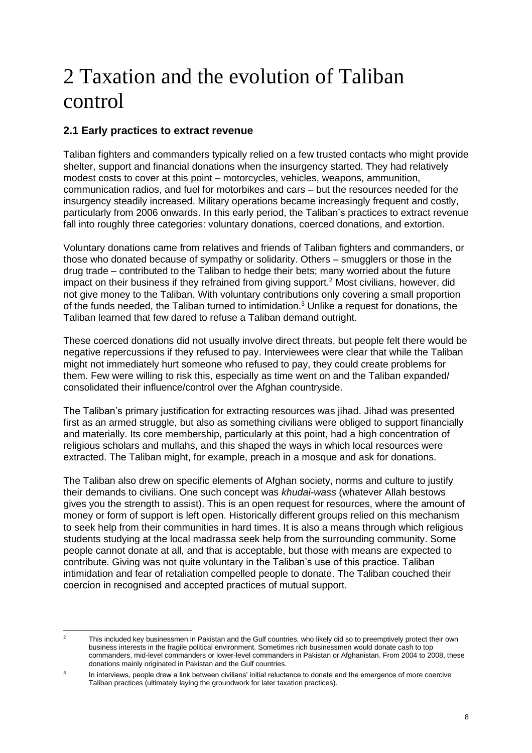# 2 Taxation and the evolution of Taliban control

## 2.1 Early practices to extract revenue

Taliban fighters and commanders typically relied on a few trusted contacts who might provide shelter, support and financial donations when the insurgency started. They had relatively modest costs to cover at this point – motorcycles, vehicles, weapons, ammunition, communication radios, and fuel for motorbikes and cars – but the resources needed for the insurgency steadily increased. Military operations became increasingly frequent and costly, particularly from 2006 onwards. In this early period, the Taliban's practices to extract revenue fall into roughly three categories: voluntary donations, coerced donations, and extortion.

Voluntary donations came from relatives and friends of Taliban fighters and commanders, or those who donated because of sympathy or solidarity. Others – smugglers or those in the drug trade – contributed to the Taliban to hedge their bets; many worried about the future impact on their business if they refrained from giving support.[2] Most civilians, however, did not give money to the Taliban. With voluntary contributions only covering a small proportion of the funds needed, the Taliban turned to intimidation.[3] Unlike a request for donations, the Taliban learned that few dared to refuse a Taliban demand outright.

These coerced donations did not usually involve direct threats, but people felt there would be negative repercussions if they refused to pay. Interviewees were clear that while the Taliban might not immediately hurt someone who refused to pay, they could create problems for them. Few were willing to risk this, especially as time went on and the Taliban expanded/ consolidated their influence/control over the Afghan countryside.

The Taliban's primary justification for extracting resources was jihad. Jihad was presented first as an armed struggle, but also as something civilians were obliged to support financially and materially. Its core membership, particularly at this point, had a high concentration of religious scholars and mullahs, and this shaped the ways in which local resources were extracted. The Taliban might, for example, preach in a mosque and ask for donations.

The Taliban also drew on specific elements of Afghan society, norms and culture to justify their demands to civilians. One such concept was *khudai-wass* (whatever Allah bestows gives you the strength to assist). This is an open request for resources, where the amount of money or form of support is left open. Historically different groups relied on this mechanism to seek help from their communities in hard times. It is also a means through which religious students studying at the local madrassa seek help from the surrounding community. Some people cannot donate at all, and that is acceptable, but those with means are expected to contribute. Giving was not quite voluntary in the Taliban's use of this practice. Taliban intimidation and fear of retaliation compelled people to donate. The Taliban couched their coercion in recognised and accepted practices of mutual support.

---

[2] This included key businessmen in Pakistan and the Gulf countries, who likely did so to preemptively protect their own business interests in the fragile political environment. Sometimes rich businessmen would donate cash to top commanders, mid-level commanders or lower-level commanders in Pakistan or Afghanistan. From 2004 to 2008, these donations mainly originated in Pakistan and the Gulf countries.

[3] In interviews, people drew a link between civilians' initial reluctance to donate and the emergence of more coercive Taliban practices (ultimately laying the groundwork for later taxation practices).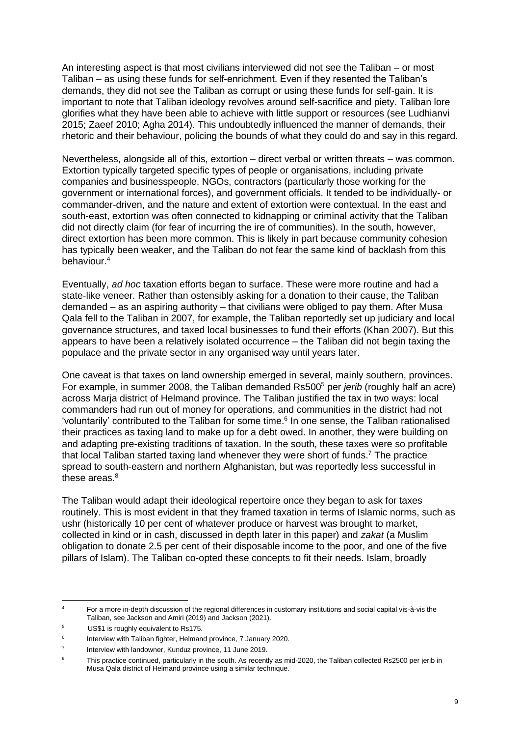An interesting aspect is that most civilians interviewed did not see the Taliban – or most Taliban – as using these funds for self-enrichment. Even if they resented the Taliban's demands, they did not see the Taliban as corrupt or using these funds for self-gain. It is important to note that Taliban ideology revolves around self-sacrifice and piety. Taliban lore glorifies what they have been able to achieve with little support or resources (see Ludhianvi 2015; Zaeef 2010; Agha 2014). This undoubtedly influenced the manner of demands, their rhetoric and their behaviour, policing the bounds of what they could do and say in this regard.

Nevertheless, alongside all of this, extortion – direct verbal or written threats – was common. Extortion typically targeted specific types of people or organisations, including private companies and businesspeople, NGOs, contractors (particularly those working for the government or international forces), and government officials. It tended to be individually- or commander-driven, and the nature and extent of extortion were contextual. In the east and south-east, extortion was often connected to kidnapping or criminal activity that the Taliban did not directly claim (for fear of incurring the ire of communities). In the south, however, direct extortion has been more common. This is likely in part because community cohesion has typically been weaker, and the Taliban do not fear the same kind of backlash from this behaviour.[4]

Eventually, *ad hoc* taxation efforts began to surface. These were more routine and had a state-like veneer. Rather than ostensibly asking for a donation to their cause, the Taliban demanded – as an aspiring authority – that civilians were obliged to pay them. After Musa Qala fell to the Taliban in 2007, for example, the Taliban reportedly set up judiciary and local governance structures, and taxed local businesses to fund their efforts (Khan 2007). But this appears to have been a relatively isolated occurrence – the Taliban did not begin taxing the populace and the private sector in any organised way until years later.

One caveat is that taxes on land ownership emerged in several, mainly southern, provinces. For example, in summer 2008, the Taliban demanded Rs500[5] per *jerib* (roughly half an acre) across Marja district of Helmand province. The Taliban justified the tax in two ways: local commanders had run out of money for operations, and communities in the district had not 'voluntarily' contributed to the Taliban for some time.[6] In one sense, the Taliban rationalised their practices as taxing land to make up for a debt owed. In another, they were building on and adapting pre-existing traditions of taxation. In the south, these taxes were so profitable that local Taliban started taxing land whenever they were short of funds.[7] The practice spread to south-eastern and northern Afghanistan, but was reportedly less successful in these areas.[8]

The Taliban would adapt their ideological repertoire once they began to ask for taxes routinely. This is most evident in that they framed taxation in terms of Islamic norms, such as ushr (historically 10 per cent of whatever produce or harvest was brought to market, collected in kind or in cash, discussed in depth later in this paper) and *zakat* (a Muslim obligation to donate 2.5 per cent of their disposable income to the poor, and one of the five pillars of Islam). The Taliban co-opted these concepts to fit their needs. Islam, broadly

---

[4] For a more in-depth discussion of the regional differences in customary institutions and social capital vis-à-vis the Taliban, see Jackson and Amiri (2019) and Jackson (2021).

[5] US$1 is roughly equivalent to Rs175.

[6] Interview with Taliban fighter, Helmand province, 7 January 2020.

[7] Interview with landowner, Kunduz province, 11 June 2019.

[8] This practice continued, particularly in the south. As recently as mid-2020, the Taliban collected Rs2500 per jerib in Musa Qala district of Helmand province using a similar technique.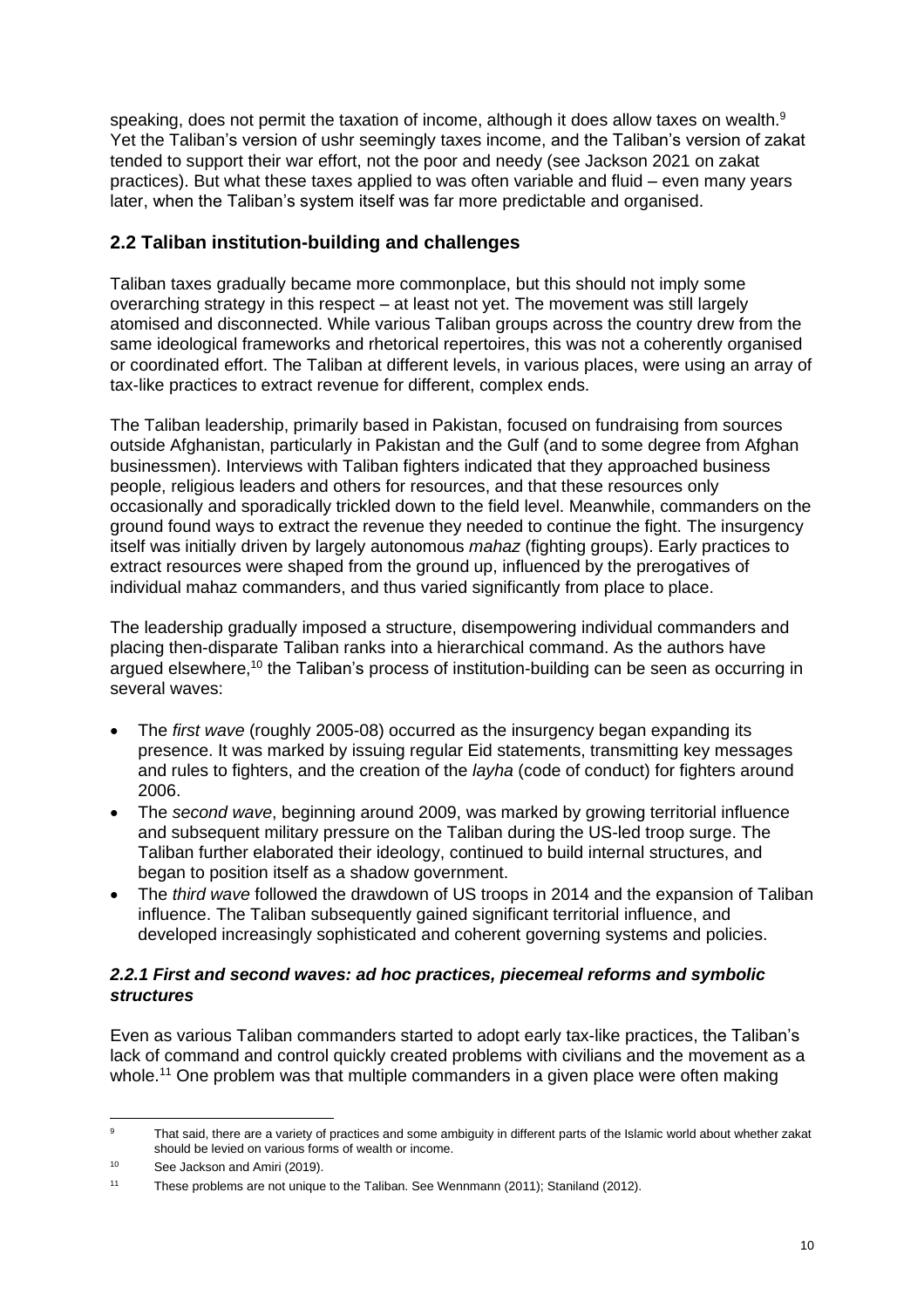speaking, does not permit the taxation of income, although it does allow taxes on wealth.[9] Yet the Taliban's version of ushr seemingly taxes income, and the Taliban's version of zakat tended to support their war effort, not the poor and needy (see Jackson 2021 on zakat practices). But what these taxes applied to was often variable and fluid – even many years later, when the Taliban's system itself was far more predictable and organised.

## 2.2 Taliban institution-building and challenges

Taliban taxes gradually became more commonplace, but this should not imply some overarching strategy in this respect – at least not yet. The movement was still largely atomised and disconnected. While various Taliban groups across the country drew from the same ideological frameworks and rhetorical repertoires, this was not a coherently organised or coordinated effort. The Taliban at different levels, in various places, were using an array of tax-like practices to extract revenue for different, complex ends.

The Taliban leadership, primarily based in Pakistan, focused on fundraising from sources outside Afghanistan, particularly in Pakistan and the Gulf (and to some degree from Afghan businessmen). Interviews with Taliban fighters indicated that they approached business people, religious leaders and others for resources, and that these resources only occasionally and sporadically trickled down to the field level. Meanwhile, commanders on the ground found ways to extract the revenue they needed to continue the fight. The insurgency itself was initially driven by largely autonomous *mahaz* (fighting groups). Early practices to extract resources were shaped from the ground up, influenced by the prerogatives of individual mahaz commanders, and thus varied significantly from place to place.

The leadership gradually imposed a structure, disempowering individual commanders and placing then-disparate Taliban ranks into a hierarchical command. As the authors have argued elsewhere,[10] the Taliban's process of institution-building can be seen as occurring in several waves:

- The *first wave* (roughly 2005-08) occurred as the insurgency began expanding its presence. It was marked by issuing regular Eid statements, transmitting key messages and rules to fighters, and the creation of the *layha* (code of conduct) for fighters around 2006.
- The *second wave*, beginning around 2009, was marked by growing territorial influence and subsequent military pressure on the Taliban during the US-led troop surge. The Taliban further elaborated their ideology, continued to build internal structures, and began to position itself as a shadow government.
- The *third wave* followed the drawdown of US troops in 2014 and the expansion of Taliban influence. The Taliban subsequently gained significant territorial influence, and developed increasingly sophisticated and coherent governing systems and policies.

### *2.2.1 First and second waves: ad hoc practices, piecemeal reforms and symbolic structures*

Even as various Taliban commanders started to adopt early tax-like practices, the Taliban's lack of command and control quickly created problems with civilians and the movement as a whole.[11] One problem was that multiple commanders in a given place were often making

---

[9] That said, there are a variety of practices and some ambiguity in different parts of the Islamic world about whether zakat should be levied on various forms of wealth or income.

[10] See Jackson and Amiri (2019).

[11] These problems are not unique to the Taliban. See Wennmann (2011); Staniland (2012).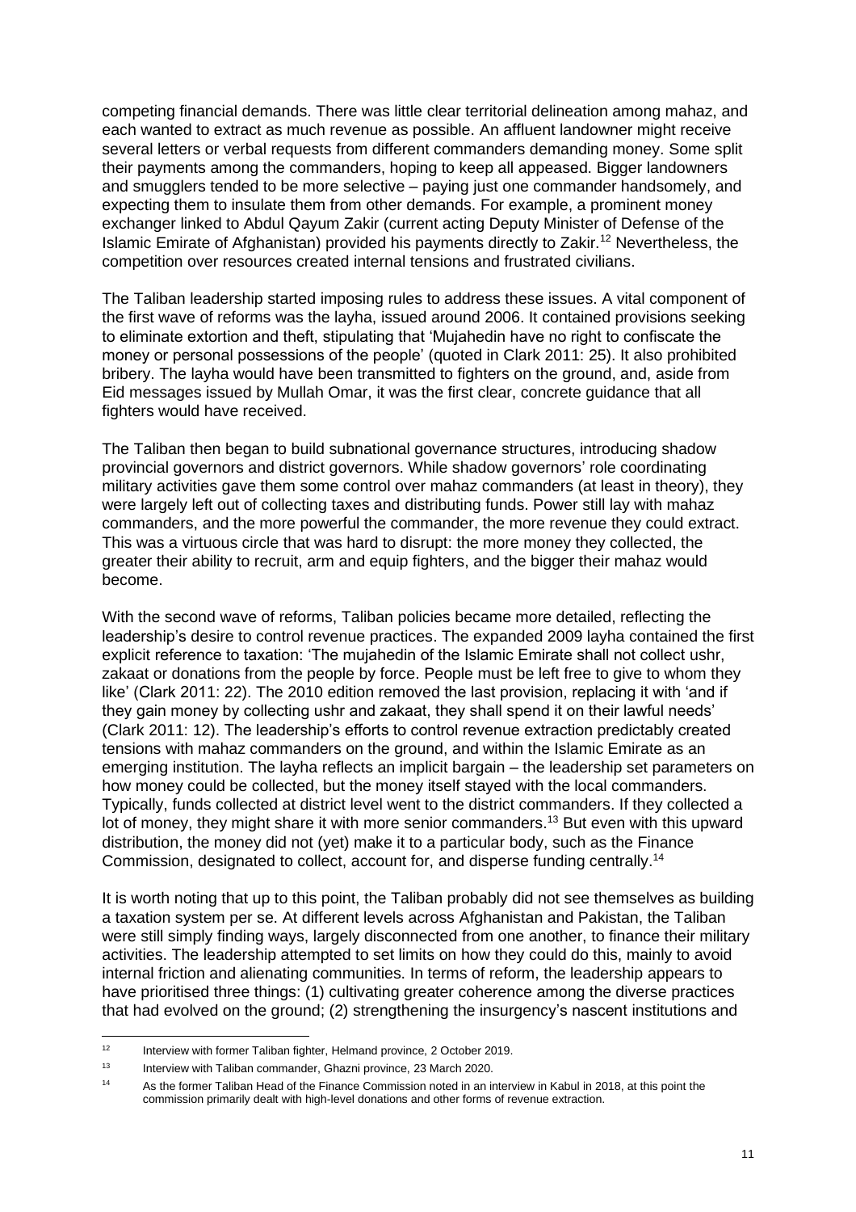competing financial demands. There was little clear territorial delineation among mahaz, and each wanted to extract as much revenue as possible. An affluent landowner might receive several letters or verbal requests from different commanders demanding money. Some split their payments among the commanders, hoping to keep all appeased. Bigger landowners and smugglers tended to be more selective – paying just one commander handsomely, and expecting them to insulate them from other demands. For example, a prominent money exchanger linked to Abdul Qayum Zakir (current acting Deputy Minister of Defense of the Islamic Emirate of Afghanistan) provided his payments directly to Zakir.[12] Nevertheless, the competition over resources created internal tensions and frustrated civilians.

The Taliban leadership started imposing rules to address these issues. A vital component of the first wave of reforms was the layha, issued around 2006. It contained provisions seeking to eliminate extortion and theft, stipulating that 'Mujahedin have no right to confiscate the money or personal possessions of the people' (quoted in Clark 2011: 25). It also prohibited bribery. The layha would have been transmitted to fighters on the ground, and, aside from Eid messages issued by Mullah Omar, it was the first clear, concrete guidance that all fighters would have received.

The Taliban then began to build subnational governance structures, introducing shadow provincial governors and district governors. While shadow governors' role coordinating military activities gave them some control over mahaz commanders (at least in theory), they were largely left out of collecting taxes and distributing funds. Power still lay with mahaz commanders, and the more powerful the commander, the more revenue they could extract. This was a virtuous circle that was hard to disrupt: the more money they collected, the greater their ability to recruit, arm and equip fighters, and the bigger their mahaz would become.

With the second wave of reforms, Taliban policies became more detailed, reflecting the leadership's desire to control revenue practices. The expanded 2009 layha contained the first explicit reference to taxation: 'The mujahedin of the Islamic Emirate shall not collect ushr, zakaat or donations from the people by force. People must be left free to give to whom they like' (Clark 2011: 22). The 2010 edition removed the last provision, replacing it with 'and if they gain money by collecting ushr and zakaat, they shall spend it on their lawful needs' (Clark 2011: 12). The leadership's efforts to control revenue extraction predictably created tensions with mahaz commanders on the ground, and within the Islamic Emirate as an emerging institution. The layha reflects an implicit bargain – the leadership set parameters on how money could be collected, but the money itself stayed with the local commanders. Typically, funds collected at district level went to the district commanders. If they collected a lot of money, they might share it with more senior commanders.[13] But even with this upward distribution, the money did not (yet) make it to a particular body, such as the Finance Commission, designated to collect, account for, and disperse funding centrally.[14]

It is worth noting that up to this point, the Taliban probably did not see themselves as building a taxation system per se. At different levels across Afghanistan and Pakistan, the Taliban were still simply finding ways, largely disconnected from one another, to finance their military activities. The leadership attempted to set limits on how they could do this, mainly to avoid internal friction and alienating communities. In terms of reform, the leadership appears to have prioritised three things: (1) cultivating greater coherence among the diverse practices that had evolved on the ground; (2) strengthening the insurgency's nascent institutions and

[12] Interview with former Taliban fighter, Helmand province, 2 October 2019.

[13] Interview with Taliban commander, Ghazni province, 23 March 2020.

[14] As the former Taliban Head of the Finance Commission noted in an interview in Kabul in 2018, at this point the commission primarily dealt with high-level donations and other forms of revenue extraction.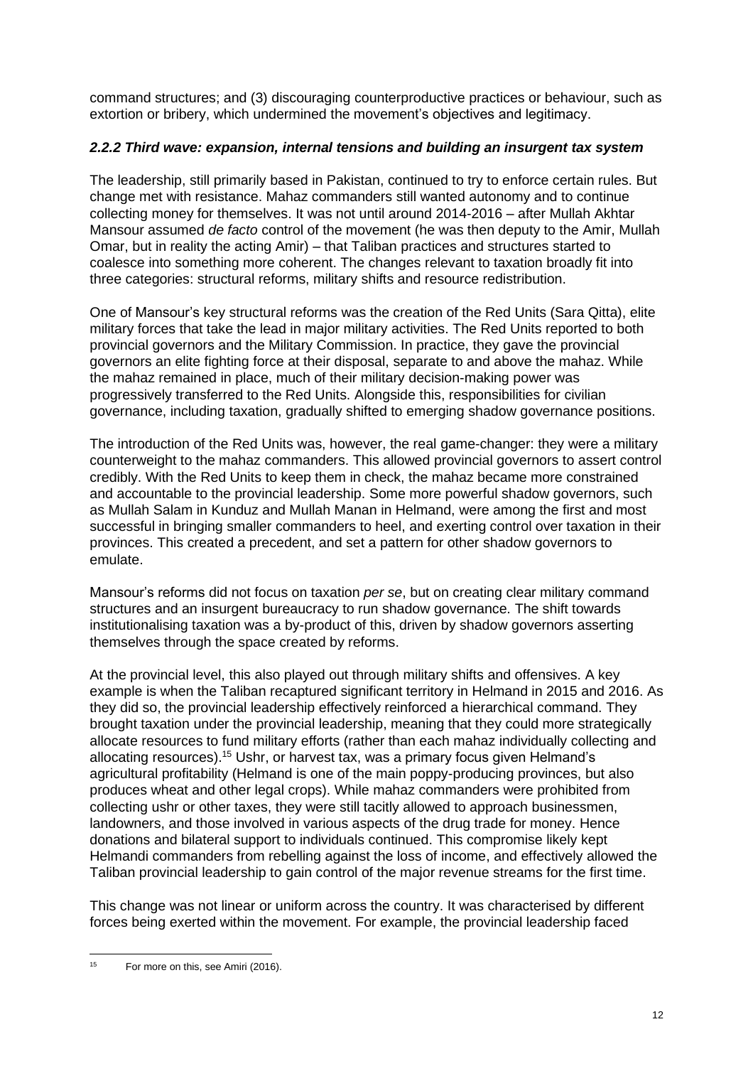command structures; and (3) discouraging counterproductive practices or behaviour, such as extortion or bribery, which undermined the movement's objectives and legitimacy.

### *2.2.2 Third wave: expansion, internal tensions and building an insurgent tax system*

The leadership, still primarily based in Pakistan, continued to try to enforce certain rules. But change met with resistance. Mahaz commanders still wanted autonomy and to continue collecting money for themselves. It was not until around 2014-2016 – after Mullah Akhtar Mansour assumed *de facto* control of the movement (he was then deputy to the Amir, Mullah Omar, but in reality the acting Amir) – that Taliban practices and structures started to coalesce into something more coherent. The changes relevant to taxation broadly fit into three categories: structural reforms, military shifts and resource redistribution.

One of Mansour's key structural reforms was the creation of the Red Units (Sara Qitta), elite military forces that take the lead in major military activities. The Red Units reported to both provincial governors and the Military Commission. In practice, they gave the provincial governors an elite fighting force at their disposal, separate to and above the mahaz. While the mahaz remained in place, much of their military decision-making power was progressively transferred to the Red Units. Alongside this, responsibilities for civilian governance, including taxation, gradually shifted to emerging shadow governance positions.

The introduction of the Red Units was, however, the real game-changer: they were a military counterweight to the mahaz commanders. This allowed provincial governors to assert control credibly. With the Red Units to keep them in check, the mahaz became more constrained and accountable to the provincial leadership. Some more powerful shadow governors, such as Mullah Salam in Kunduz and Mullah Manan in Helmand, were among the first and most successful in bringing smaller commanders to heel, and exerting control over taxation in their provinces. This created a precedent, and set a pattern for other shadow governors to emulate.

Mansour's reforms did not focus on taxation *per se*, but on creating clear military command structures and an insurgent bureaucracy to run shadow governance. The shift towards institutionalising taxation was a by-product of this, driven by shadow governors asserting themselves through the space created by reforms.

At the provincial level, this also played out through military shifts and offensives. A key example is when the Taliban recaptured significant territory in Helmand in 2015 and 2016. As they did so, the provincial leadership effectively reinforced a hierarchical command. They brought taxation under the provincial leadership, meaning that they could more strategically allocate resources to fund military efforts (rather than each mahaz individually collecting and allocating resources).[15] Ushr, or harvest tax, was a primary focus given Helmand's agricultural profitability (Helmand is one of the main poppy-producing provinces, but also produces wheat and other legal crops). While mahaz commanders were prohibited from collecting ushr or other taxes, they were still tacitly allowed to approach businessmen, landowners, and those involved in various aspects of the drug trade for money. Hence donations and bilateral support to individuals continued. This compromise likely kept Helmandi commanders from rebelling against the loss of income, and effectively allowed the Taliban provincial leadership to gain control of the major revenue streams for the first time.

This change was not linear or uniform across the country. It was characterised by different forces being exerted within the movement. For example, the provincial leadership faced

[15] For more on this, see Amiri (2016).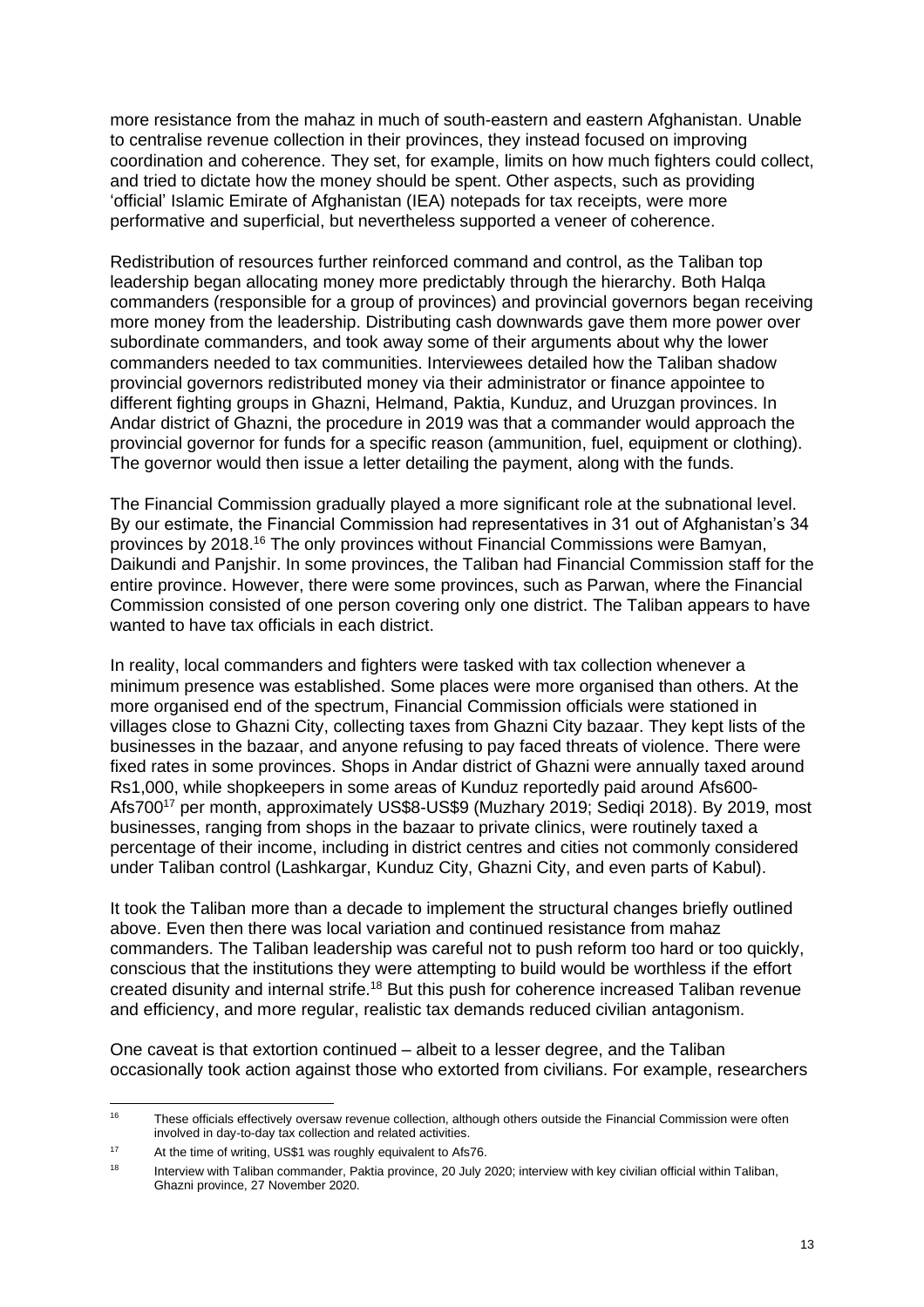more resistance from the mahaz in much of south-eastern and eastern Afghanistan. Unable to centralise revenue collection in their provinces, they instead focused on improving coordination and coherence. They set, for example, limits on how much fighters could collect, and tried to dictate how the money should be spent. Other aspects, such as providing 'official' Islamic Emirate of Afghanistan (IEA) notepads for tax receipts, were more performative and superficial, but nevertheless supported a veneer of coherence.

Redistribution of resources further reinforced command and control, as the Taliban top leadership began allocating money more predictably through the hierarchy. Both Halqa commanders (responsible for a group of provinces) and provincial governors began receiving more money from the leadership. Distributing cash downwards gave them more power over subordinate commanders, and took away some of their arguments about why the lower commanders needed to tax communities. Interviewees detailed how the Taliban shadow provincial governors redistributed money via their administrator or finance appointee to different fighting groups in Ghazni, Helmand, Paktia, Kunduz, and Uruzgan provinces. In Andar district of Ghazni, the procedure in 2019 was that a commander would approach the provincial governor for funds for a specific reason (ammunition, fuel, equipment or clothing). The governor would then issue a letter detailing the payment, along with the funds.

The Financial Commission gradually played a more significant role at the subnational level. By our estimate, the Financial Commission had representatives in 31 out of Afghanistan's 34 provinces by 2018.[16] The only provinces without Financial Commissions were Bamyan, Daikundi and Panjshir. In some provinces, the Taliban had Financial Commission staff for the entire province. However, there were some provinces, such as Parwan, where the Financial Commission consisted of one person covering only one district. The Taliban appears to have wanted to have tax officials in each district.

In reality, local commanders and fighters were tasked with tax collection whenever a minimum presence was established. Some places were more organised than others. At the more organised end of the spectrum, Financial Commission officials were stationed in villages close to Ghazni City, collecting taxes from Ghazni City bazaar. They kept lists of the businesses in the bazaar, and anyone refusing to pay faced threats of violence. There were fixed rates in some provinces. Shops in Andar district of Ghazni were annually taxed around Rs1,000, while shopkeepers in some areas of Kunduz reportedly paid around Afs600-Afs700[17] per month, approximately US$8-US$9 (Muzhary 2019; Sediqi 2018). By 2019, most businesses, ranging from shops in the bazaar to private clinics, were routinely taxed a percentage of their income, including in district centres and cities not commonly considered under Taliban control (Lashkargar, Kunduz City, Ghazni City, and even parts of Kabul).

It took the Taliban more than a decade to implement the structural changes briefly outlined above. Even then there was local variation and continued resistance from mahaz commanders. The Taliban leadership was careful not to push reform too hard or too quickly, conscious that the institutions they were attempting to build would be worthless if the effort created disunity and internal strife.[18] But this push for coherence increased Taliban revenue and efficiency, and more regular, realistic tax demands reduced civilian antagonism.

One caveat is that extortion continued – albeit to a lesser degree, and the Taliban occasionally took action against those who extorted from civilians. For example, researchers

---

[16] These officials effectively oversaw revenue collection, although others outside the Financial Commission were often involved in day-to-day tax collection and related activities.

[17] At the time of writing, US$1 was roughly equivalent to Afs76.

[18] Interview with Taliban commander, Paktia province, 20 July 2020; interview with key civilian official within Taliban, Ghazni province, 27 November 2020.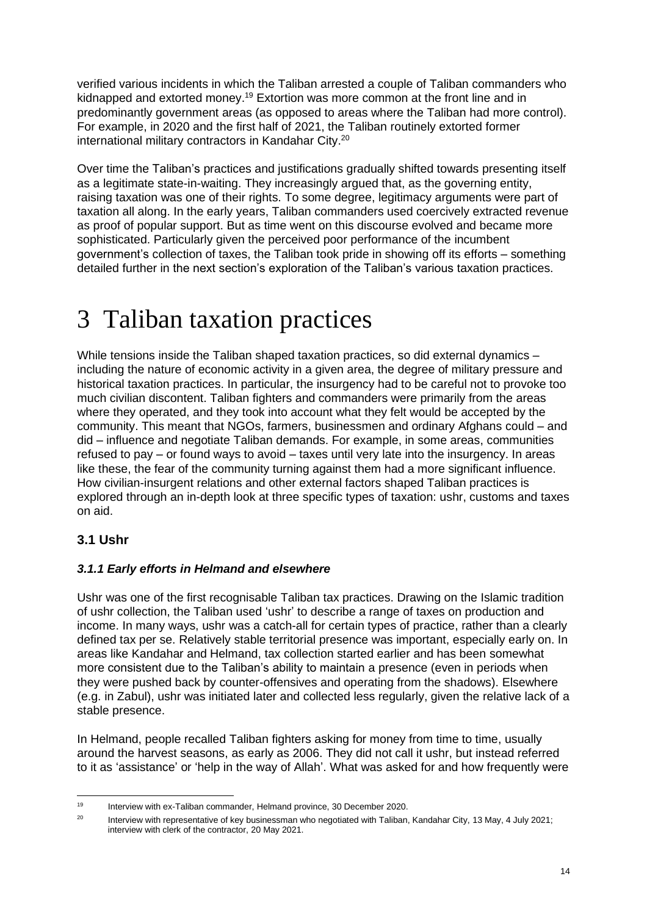verified various incidents in which the Taliban arrested a couple of Taliban commanders who kidnapped and extorted money.[19] Extortion was more common at the front line and in predominantly government areas (as opposed to areas where the Taliban had more control). For example, in 2020 and the first half of 2021, the Taliban routinely extorted former international military contractors in Kandahar City.[20]

Over time the Taliban's practices and justifications gradually shifted towards presenting itself as a legitimate state-in-waiting. They increasingly argued that, as the governing entity, raising taxation was one of their rights. To some degree, legitimacy arguments were part of taxation all along. In the early years, Taliban commanders used coercively extracted revenue as proof of popular support. But as time went on this discourse evolved and became more sophisticated. Particularly given the perceived poor performance of the incumbent government's collection of taxes, the Taliban took pride in showing off its efforts – something detailed further in the next section's exploration of the Taliban's various taxation practices.

# 3 Taliban taxation practices

While tensions inside the Taliban shaped taxation practices, so did external dynamics – including the nature of economic activity in a given area, the degree of military pressure and historical taxation practices. In particular, the insurgency had to be careful not to provoke too much civilian discontent. Taliban fighters and commanders were primarily from the areas where they operated, and they took into account what they felt would be accepted by the community. This meant that NGOs, farmers, businessmen and ordinary Afghans could – and did – influence and negotiate Taliban demands. For example, in some areas, communities refused to pay – or found ways to avoid – taxes until very late into the insurgency. In areas like these, the fear of the community turning against them had a more significant influence. How civilian-insurgent relations and other external factors shaped Taliban practices is explored through an in-depth look at three specific types of taxation: ushr, customs and taxes on aid.

## 3.1 Ushr

### *3.1.1 Early efforts in Helmand and elsewhere*

Ushr was one of the first recognisable Taliban tax practices. Drawing on the Islamic tradition of ushr collection, the Taliban used 'ushr' to describe a range of taxes on production and income. In many ways, ushr was a catch-all for certain types of practice, rather than a clearly defined tax per se. Relatively stable territorial presence was important, especially early on. In areas like Kandahar and Helmand, tax collection started earlier and has been somewhat more consistent due to the Taliban's ability to maintain a presence (even in periods when they were pushed back by counter-offensives and operating from the shadows). Elsewhere (e.g. in Zabul), ushr was initiated later and collected less regularly, given the relative lack of a stable presence.

In Helmand, people recalled Taliban fighters asking for money from time to time, usually around the harvest seasons, as early as 2006. They did not call it ushr, but instead referred to it as 'assistance' or 'help in the way of Allah'. What was asked for and how frequently were

[19] Interview with ex-Taliban commander, Helmand province, 30 December 2020.

[20] Interview with representative of key businessman who negotiated with Taliban, Kandahar City, 13 May, 4 July 2021; interview with clerk of the contractor, 20 May 2021.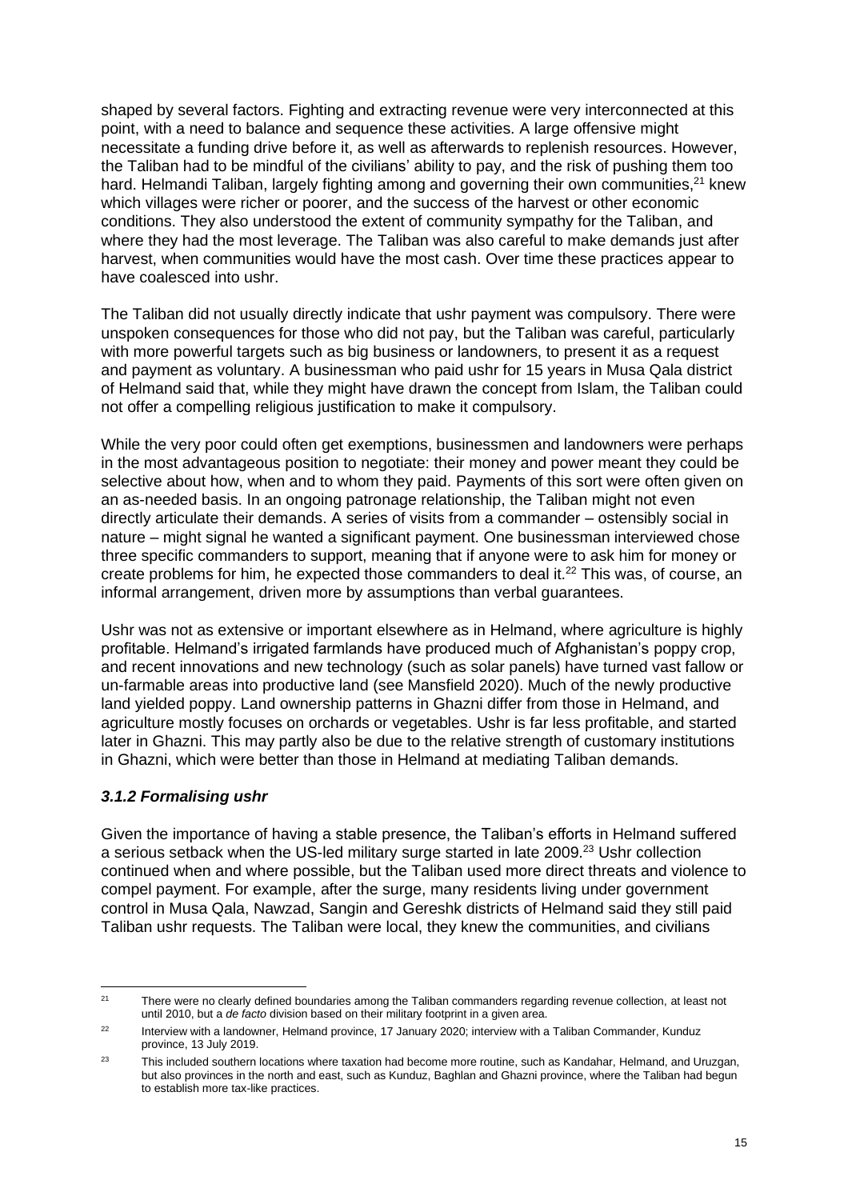shaped by several factors. Fighting and extracting revenue were very interconnected at this point, with a need to balance and sequence these activities. A large offensive might necessitate a funding drive before it, as well as afterwards to replenish resources. However, the Taliban had to be mindful of the civilians' ability to pay, and the risk of pushing them too hard. Helmandi Taliban, largely fighting among and governing their own communities,[21] knew which villages were richer or poorer, and the success of the harvest or other economic conditions. They also understood the extent of community sympathy for the Taliban, and where they had the most leverage. The Taliban was also careful to make demands just after harvest, when communities would have the most cash. Over time these practices appear to have coalesced into ushr.

The Taliban did not usually directly indicate that ushr payment was compulsory. There were unspoken consequences for those who did not pay, but the Taliban was careful, particularly with more powerful targets such as big business or landowners, to present it as a request and payment as voluntary. A businessman who paid ushr for 15 years in Musa Qala district of Helmand said that, while they might have drawn the concept from Islam, the Taliban could not offer a compelling religious justification to make it compulsory.

While the very poor could often get exemptions, businessmen and landowners were perhaps in the most advantageous position to negotiate: their money and power meant they could be selective about how, when and to whom they paid. Payments of this sort were often given on an as-needed basis. In an ongoing patronage relationship, the Taliban might not even directly articulate their demands. A series of visits from a commander – ostensibly social in nature – might signal he wanted a significant payment. One businessman interviewed chose three specific commanders to support, meaning that if anyone were to ask him for money or create problems for him, he expected those commanders to deal it.[22] This was, of course, an informal arrangement, driven more by assumptions than verbal guarantees.

Ushr was not as extensive or important elsewhere as in Helmand, where agriculture is highly profitable. Helmand's irrigated farmlands have produced much of Afghanistan's poppy crop, and recent innovations and new technology (such as solar panels) have turned vast fallow or un-farmable areas into productive land (see Mansfield 2020). Much of the newly productive land yielded poppy. Land ownership patterns in Ghazni differ from those in Helmand, and agriculture mostly focuses on orchards or vegetables. Ushr is far less profitable, and started later in Ghazni. This may partly also be due to the relative strength of customary institutions in Ghazni, which were better than those in Helmand at mediating Taliban demands.

### *3.1.2 Formalising ushr*

Given the importance of having a stable presence, the Taliban's efforts in Helmand suffered a serious setback when the US-led military surge started in late 2009.[23] Ushr collection continued when and where possible, but the Taliban used more direct threats and violence to compel payment. For example, after the surge, many residents living under government control in Musa Qala, Nawzad, Sangin and Gereshk districts of Helmand said they still paid Taliban ushr requests. The Taliban were local, they knew the communities, and civilians

---

[21] There were no clearly defined boundaries among the Taliban commanders regarding revenue collection, at least not until 2010, but a *de facto* division based on their military footprint in a given area.

[22] Interview with a landowner, Helmand province, 17 January 2020; interview with a Taliban Commander, Kunduz province, 13 July 2019.

[23] This included southern locations where taxation had become more routine, such as Kandahar, Helmand, and Uruzgan, but also provinces in the north and east, such as Kunduz, Baghlan and Ghazni province, where the Taliban had begun to establish more tax-like practices.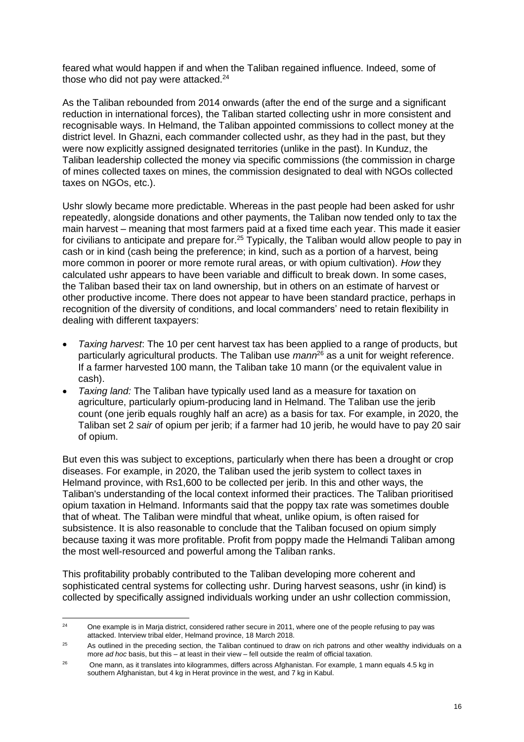feared what would happen if and when the Taliban regained influence. Indeed, some of those who did not pay were attacked.[24]

As the Taliban rebounded from 2014 onwards (after the end of the surge and a significant reduction in international forces), the Taliban started collecting ushr in more consistent and recognisable ways. In Helmand, the Taliban appointed commissions to collect money at the district level. In Ghazni, each commander collected ushr, as they had in the past, but they were now explicitly assigned designated territories (unlike in the past). In Kunduz, the Taliban leadership collected the money via specific commissions (the commission in charge of mines collected taxes on mines, the commission designated to deal with NGOs collected taxes on NGOs, etc.).

Ushr slowly became more predictable. Whereas in the past people had been asked for ushr repeatedly, alongside donations and other payments, the Taliban now tended only to tax the main harvest – meaning that most farmers paid at a fixed time each year. This made it easier for civilians to anticipate and prepare for.[25] Typically, the Taliban would allow people to pay in cash or in kind (cash being the preference; in kind, such as a portion of a harvest, being more common in poorer or more remote rural areas, or with opium cultivation). *How* they calculated ushr appears to have been variable and difficult to break down. In some cases, the Taliban based their tax on land ownership, but in others on an estimate of harvest or other productive income. There does not appear to have been standard practice, perhaps in recognition of the diversity of conditions, and local commanders' need to retain flexibility in dealing with different taxpayers:

- *Taxing harvest*: The 10 per cent harvest tax has been applied to a range of products, but particularly agricultural products. The Taliban use *mann*[26] as a unit for weight reference. If a farmer harvested 100 mann, the Taliban take 10 mann (or the equivalent value in cash).
- *Taxing land:* The Taliban have typically used land as a measure for taxation on agriculture, particularly opium-producing land in Helmand. The Taliban use the jerib count (one jerib equals roughly half an acre) as a basis for tax. For example, in 2020, the Taliban set 2 *sair* of opium per jerib; if a farmer had 10 jerib, he would have to pay 20 sair of opium.

But even this was subject to exceptions, particularly when there has been a drought or crop diseases. For example, in 2020, the Taliban used the jerib system to collect taxes in Helmand province, with Rs1,600 to be collected per jerib. In this and other ways, the Taliban's understanding of the local context informed their practices. The Taliban prioritised opium taxation in Helmand. Informants said that the poppy tax rate was sometimes double that of wheat. The Taliban were mindful that wheat, unlike opium, is often raised for subsistence. It is also reasonable to conclude that the Taliban focused on opium simply because taxing it was more profitable. Profit from poppy made the Helmandi Taliban among the most well-resourced and powerful among the Taliban ranks.

This profitability probably contributed to the Taliban developing more coherent and sophisticated central systems for collecting ushr. During harvest seasons, ushr (in kind) is collected by specifically assigned individuals working under an ushr collection commission,

---

[24] One example is in Marja district, considered rather secure in 2011, where one of the people refusing to pay was attacked. Interview tribal elder, Helmand province, 18 March 2018.

[25] As outlined in the preceding section, the Taliban continued to draw on rich patrons and other wealthy individuals on a more *ad hoc* basis, but this – at least in their view – fell outside the realm of official taxation.

[26] One mann, as it translates into kilogrammes, differs across Afghanistan. For example, 1 mann equals 4.5 kg in southern Afghanistan, but 4 kg in Herat province in the west, and 7 kg in Kabul.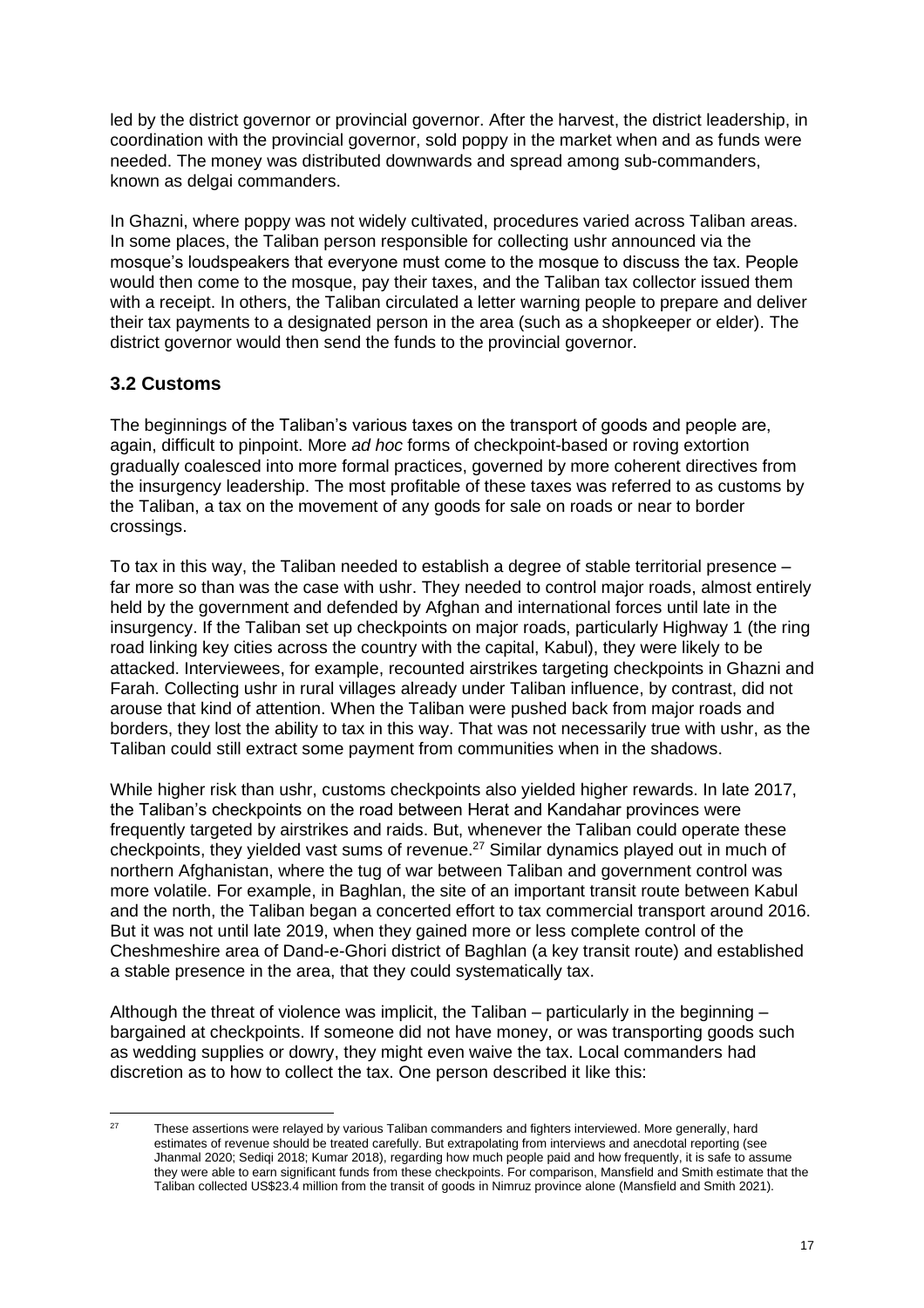led by the district governor or provincial governor. After the harvest, the district leadership, in coordination with the provincial governor, sold poppy in the market when and as funds were needed. The money was distributed downwards and spread among sub-commanders, known as delgai commanders.

In Ghazni, where poppy was not widely cultivated, procedures varied across Taliban areas. In some places, the Taliban person responsible for collecting ushr announced via the mosque's loudspeakers that everyone must come to the mosque to discuss the tax. People would then come to the mosque, pay their taxes, and the Taliban tax collector issued them with a receipt. In others, the Taliban circulated a letter warning people to prepare and deliver their tax payments to a designated person in the area (such as a shopkeeper or elder). The district governor would then send the funds to the provincial governor.

### 3.2 Customs

The beginnings of the Taliban's various taxes on the transport of goods and people are, again, difficult to pinpoint. More *ad hoc* forms of checkpoint-based or roving extortion gradually coalesced into more formal practices, governed by more coherent directives from the insurgency leadership. The most profitable of these taxes was referred to as customs by the Taliban, a tax on the movement of any goods for sale on roads or near to border crossings.

To tax in this way, the Taliban needed to establish a degree of stable territorial presence – far more so than was the case with ushr. They needed to control major roads, almost entirely held by the government and defended by Afghan and international forces until late in the insurgency. If the Taliban set up checkpoints on major roads, particularly Highway 1 (the ring road linking key cities across the country with the capital, Kabul), they were likely to be attacked. Interviewees, for example, recounted airstrikes targeting checkpoints in Ghazni and Farah. Collecting ushr in rural villages already under Taliban influence, by contrast, did not arouse that kind of attention. When the Taliban were pushed back from major roads and borders, they lost the ability to tax in this way. That was not necessarily true with ushr, as the Taliban could still extract some payment from communities when in the shadows.

While higher risk than ushr, customs checkpoints also yielded higher rewards. In late 2017, the Taliban's checkpoints on the road between Herat and Kandahar provinces were frequently targeted by airstrikes and raids. But, whenever the Taliban could operate these checkpoints, they yielded vast sums of revenue.[27] Similar dynamics played out in much of northern Afghanistan, where the tug of war between Taliban and government control was more volatile. For example, in Baghlan, the site of an important transit route between Kabul and the north, the Taliban began a concerted effort to tax commercial transport around 2016. But it was not until late 2019, when they gained more or less complete control of the Cheshmeshire area of Dand-e-Ghori district of Baghlan (a key transit route) and established a stable presence in the area, that they could systematically tax.

Although the threat of violence was implicit, the Taliban – particularly in the beginning – bargained at checkpoints. If someone did not have money, or was transporting goods such as wedding supplies or dowry, they might even waive the tax. Local commanders had discretion as to how to collect the tax. One person described it like this:

---

[27] These assertions were relayed by various Taliban commanders and fighters interviewed. More generally, hard estimates of revenue should be treated carefully. But extrapolating from interviews and anecdotal reporting (see Jhanmal 2020; Sediqi 2018; Kumar 2018), regarding how much people paid and how frequently, it is safe to assume they were able to earn significant funds from these checkpoints. For comparison, Mansfield and Smith estimate that the Taliban collected US$23.4 million from the transit of goods in Nimruz province alone (Mansfield and Smith 2021).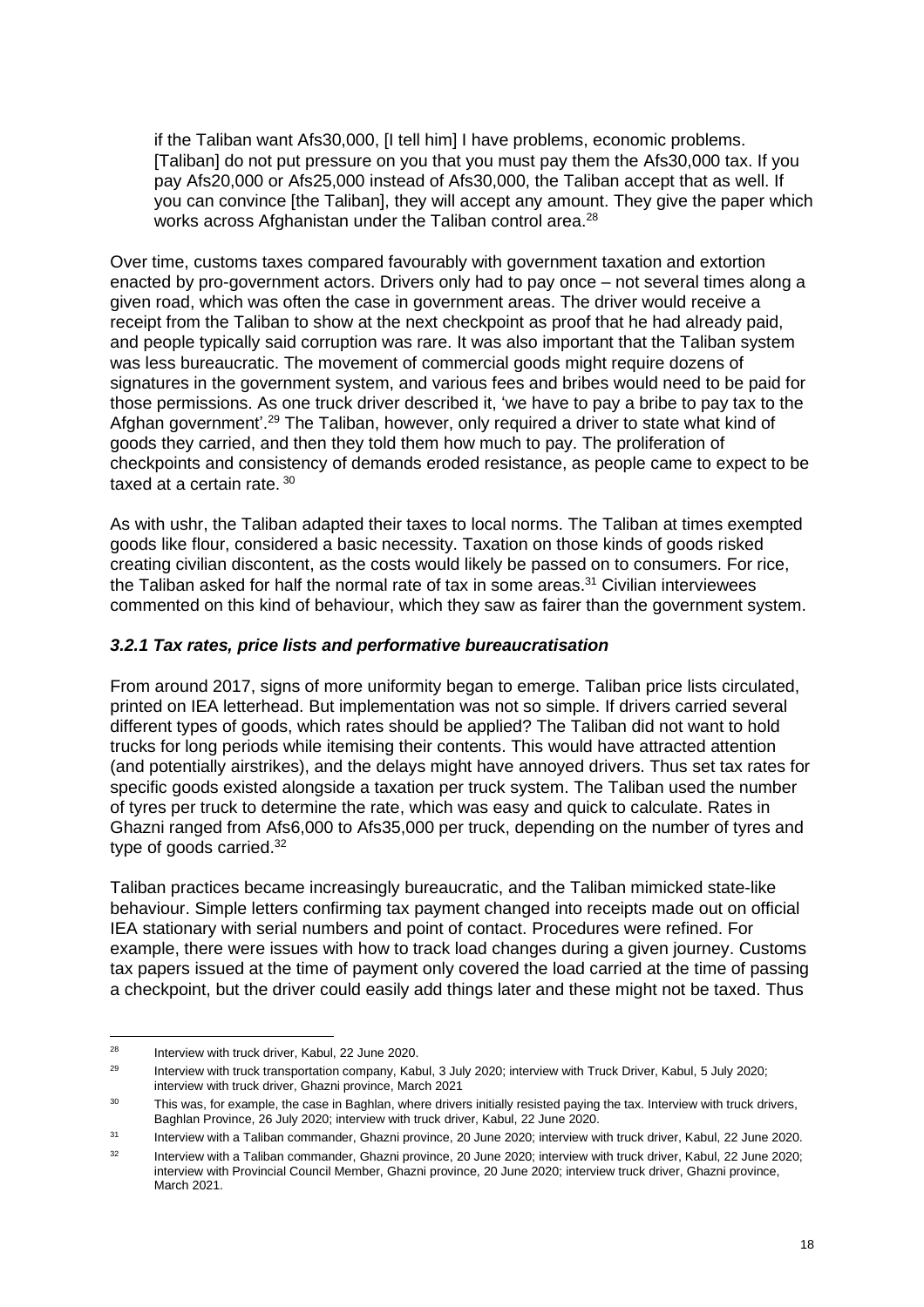> if the Taliban want Afs30,000, [I tell him] I have problems, economic problems. [Taliban] do not put pressure on you that you must pay them the Afs30,000 tax. If you pay Afs20,000 or Afs25,000 instead of Afs30,000, the Taliban accept that as well. If you can convince [the Taliban], they will accept any amount. They give the paper which works across Afghanistan under the Taliban control area.[28]

Over time, customs taxes compared favourably with government taxation and extortion enacted by pro-government actors. Drivers only had to pay once – not several times along a given road, which was often the case in government areas. The driver would receive a receipt from the Taliban to show at the next checkpoint as proof that he had already paid, and people typically said corruption was rare. It was also important that the Taliban system was less bureaucratic. The movement of commercial goods might require dozens of signatures in the government system, and various fees and bribes would need to be paid for those permissions. As one truck driver described it, 'we have to pay a bribe to pay tax to the Afghan government'.[29] The Taliban, however, only required a driver to state what kind of goods they carried, and then they told them how much to pay. The proliferation of checkpoints and consistency of demands eroded resistance, as people came to expect to be taxed at a certain rate.[30]

As with ushr, the Taliban adapted their taxes to local norms. The Taliban at times exempted goods like flour, considered a basic necessity. Taxation on those kinds of goods risked creating civilian discontent, as the costs would likely be passed on to consumers. For rice, the Taliban asked for half the normal rate of tax in some areas.[31] Civilian interviewees commented on this kind of behaviour, which they saw as fairer than the government system.

### *3.2.1 Tax rates, price lists and performative bureaucratisation*

From around 2017, signs of more uniformity began to emerge. Taliban price lists circulated, printed on IEA letterhead. But implementation was not so simple. If drivers carried several different types of goods, which rates should be applied? The Taliban did not want to hold trucks for long periods while itemising their contents. This would have attracted attention (and potentially airstrikes), and the delays might have annoyed drivers. Thus set tax rates for specific goods existed alongside a taxation per truck system. The Taliban used the number of tyres per truck to determine the rate, which was easy and quick to calculate. Rates in Ghazni ranged from Afs6,000 to Afs35,000 per truck, depending on the number of tyres and type of goods carried.[32]

Taliban practices became increasingly bureaucratic, and the Taliban mimicked state-like behaviour. Simple letters confirming tax payment changed into receipts made out on official IEA stationary with serial numbers and point of contact. Procedures were refined. For example, there were issues with how to track load changes during a given journey. Customs tax papers issued at the time of payment only covered the load carried at the time of passing a checkpoint, but the driver could easily add things later and these might not be taxed. Thus

---

[28] Interview with truck driver, Kabul, 22 June 2020.

[29] Interview with truck transportation company, Kabul, 3 July 2020; interview with Truck Driver, Kabul, 5 July 2020; interview with truck driver, Ghazni province, March 2021

[30] This was, for example, the case in Baghlan, where drivers initially resisted paying the tax. Interview with truck drivers, Baghlan Province, 26 July 2020; interview with truck driver, Kabul, 22 June 2020.

[31] Interview with a Taliban commander, Ghazni province, 20 June 2020; interview with truck driver, Kabul, 22 June 2020.

[32] Interview with a Taliban commander, Ghazni province, 20 June 2020; interview with truck driver, Kabul, 22 June 2020; interview with Provincial Council Member, Ghazni province, 20 June 2020; interview truck driver, Ghazni province, March 2021.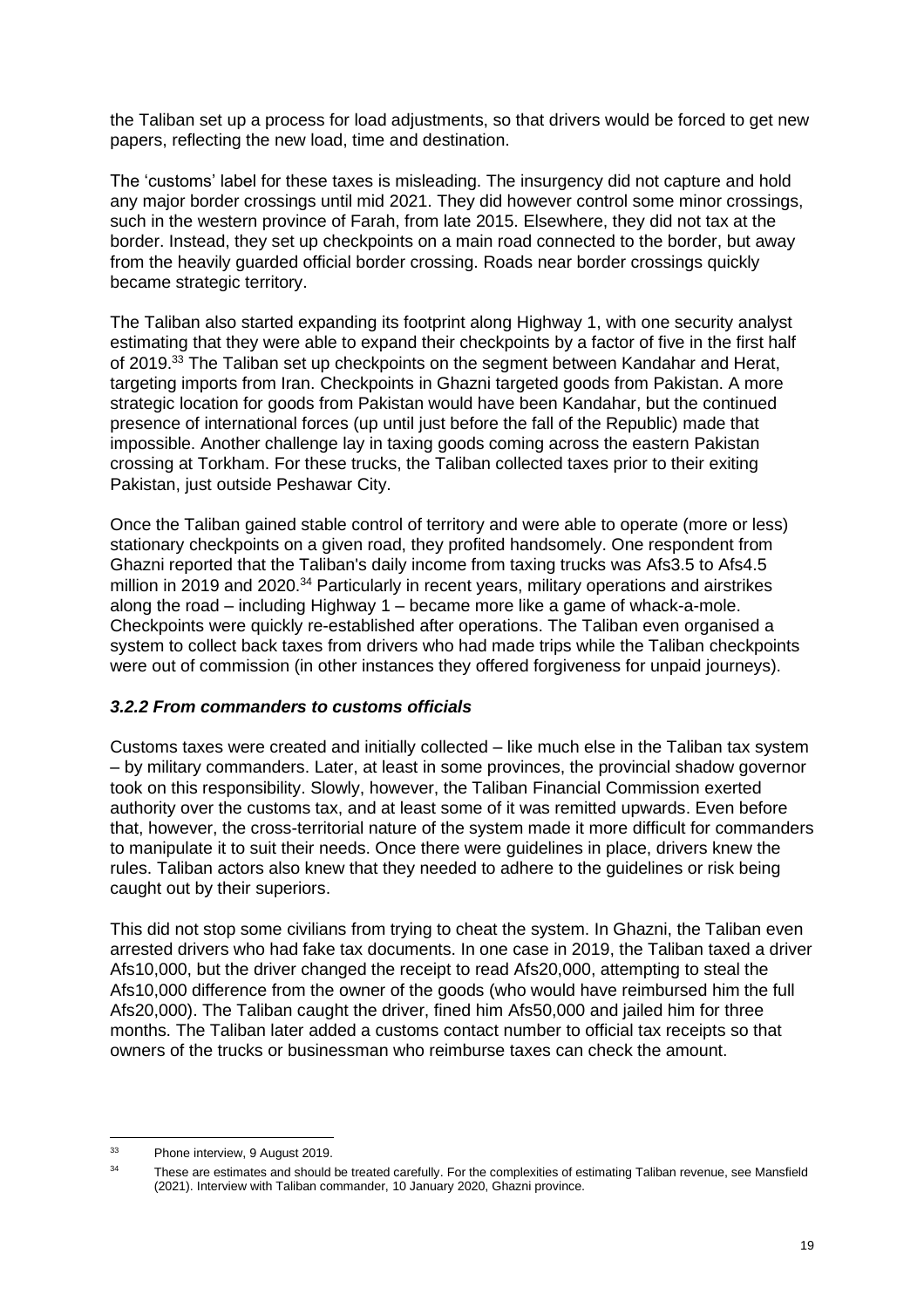the Taliban set up a process for load adjustments, so that drivers would be forced to get new papers, reflecting the new load, time and destination.

The 'customs' label for these taxes is misleading. The insurgency did not capture and hold any major border crossings until mid 2021. They did however control some minor crossings, such in the western province of Farah, from late 2015. Elsewhere, they did not tax at the border. Instead, they set up checkpoints on a main road connected to the border, but away from the heavily guarded official border crossing. Roads near border crossings quickly became strategic territory.

The Taliban also started expanding its footprint along Highway 1, with one security analyst estimating that they were able to expand their checkpoints by a factor of five in the first half of 2019.[33] The Taliban set up checkpoints on the segment between Kandahar and Herat, targeting imports from Iran. Checkpoints in Ghazni targeted goods from Pakistan. A more strategic location for goods from Pakistan would have been Kandahar, but the continued presence of international forces (up until just before the fall of the Republic) made that impossible. Another challenge lay in taxing goods coming across the eastern Pakistan crossing at Torkham. For these trucks, the Taliban collected taxes prior to their exiting Pakistan, just outside Peshawar City.

Once the Taliban gained stable control of territory and were able to operate (more or less) stationary checkpoints on a given road, they profited handsomely. One respondent from Ghazni reported that the Taliban's daily income from taxing trucks was Afs3.5 to Afs4.5 million in 2019 and 2020.[34] Particularly in recent years, military operations and airstrikes along the road – including Highway 1 – became more like a game of whack-a-mole. Checkpoints were quickly re-established after operations. The Taliban even organised a system to collect back taxes from drivers who had made trips while the Taliban checkpoints were out of commission (in other instances they offered forgiveness for unpaid journeys).

#### *3.2.2 From commanders to customs officials*

Customs taxes were created and initially collected – like much else in the Taliban tax system – by military commanders. Later, at least in some provinces, the provincial shadow governor took on this responsibility. Slowly, however, the Taliban Financial Commission exerted authority over the customs tax, and at least some of it was remitted upwards. Even before that, however, the cross-territorial nature of the system made it more difficult for commanders to manipulate it to suit their needs. Once there were guidelines in place, drivers knew the rules. Taliban actors also knew that they needed to adhere to the guidelines or risk being caught out by their superiors.

This did not stop some civilians from trying to cheat the system. In Ghazni, the Taliban even arrested drivers who had fake tax documents. In one case in 2019, the Taliban taxed a driver Afs10,000, but the driver changed the receipt to read Afs20,000, attempting to steal the Afs10,000 difference from the owner of the goods (who would have reimbursed him the full Afs20,000). The Taliban caught the driver, fined him Afs50,000 and jailed him for three months. The Taliban later added a customs contact number to official tax receipts so that owners of the trucks or businessman who reimburse taxes can check the amount.

---

[33] Phone interview, 9 August 2019.

[34] These are estimates and should be treated carefully. For the complexities of estimating Taliban revenue, see Mansfield (2021). Interview with Taliban commander, 10 January 2020, Ghazni province.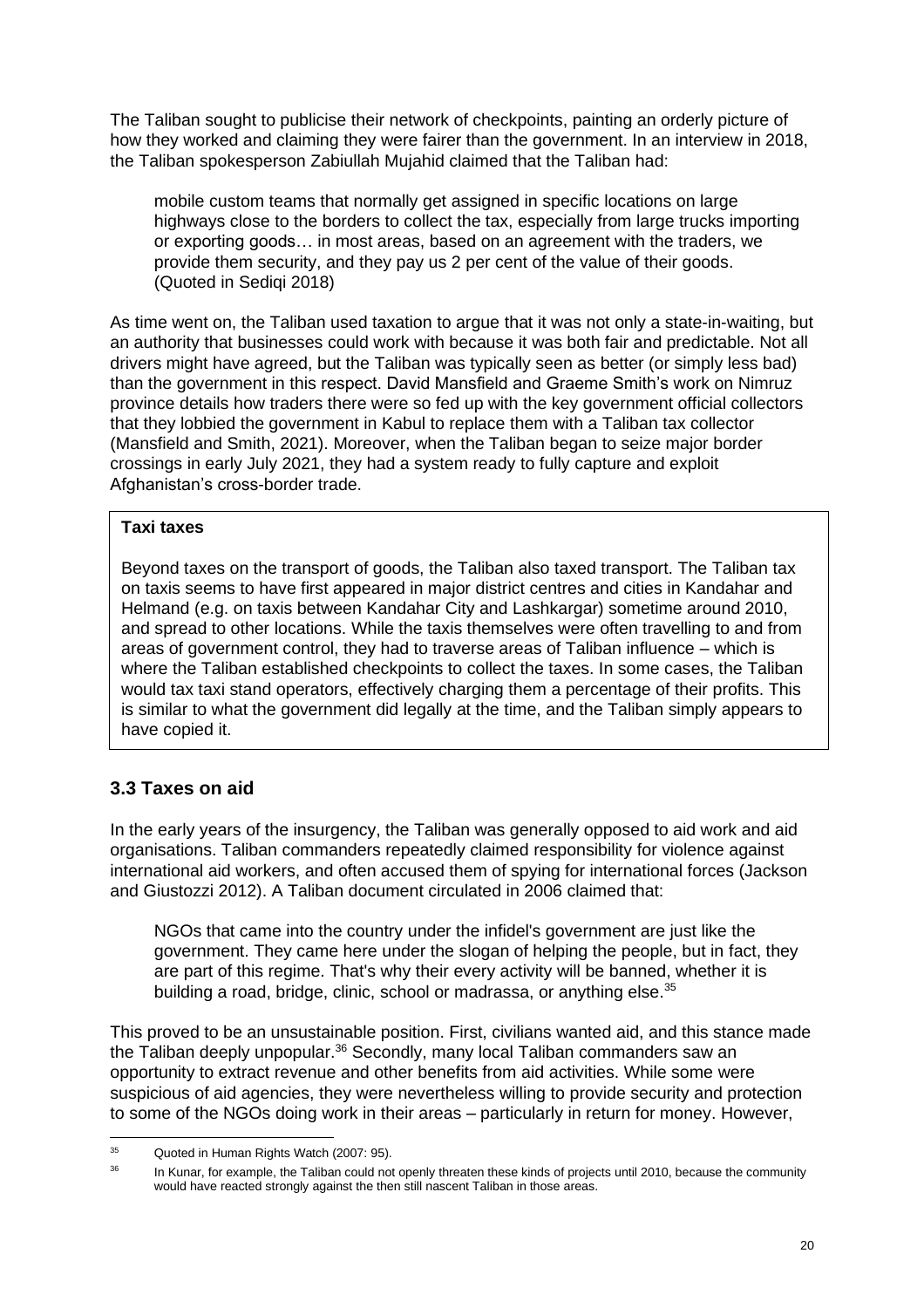The Taliban sought to publicise their network of checkpoints, painting an orderly picture of how they worked and claiming they were fairer than the government. In an interview in 2018, the Taliban spokesperson Zabiullah Mujahid claimed that the Taliban had:

> mobile custom teams that normally get assigned in specific locations on large highways close to the borders to collect the tax, especially from large trucks importing or exporting goods… in most areas, based on an agreement with the traders, we provide them security, and they pay us 2 per cent of the value of their goods. (Quoted in Sediqi 2018)

As time went on, the Taliban used taxation to argue that it was not only a state-in-waiting, but an authority that businesses could work with because it was both fair and predictable. Not all drivers might have agreed, but the Taliban was typically seen as better (or simply less bad) than the government in this respect. David Mansfield and Graeme Smith's work on Nimruz province details how traders there were so fed up with the key government official collectors that they lobbied the government in Kabul to replace them with a Taliban tax collector (Mansfield and Smith, 2021). Moreover, when the Taliban began to seize major border crossings in early July 2021, they had a system ready to fully capture and exploit Afghanistan's cross-border trade.

**Taxi taxes**

Beyond taxes on the transport of goods, the Taliban also taxed transport. The Taliban tax on taxis seems to have first appeared in major district centres and cities in Kandahar and Helmand (e.g. on taxis between Kandahar City and Lashkargar) sometime around 2010, and spread to other locations. While the taxis themselves were often travelling to and from areas of government control, they had to traverse areas of Taliban influence – which is where the Taliban established checkpoints to collect the taxes. In some cases, the Taliban would tax taxi stand operators, effectively charging them a percentage of their profits. This is similar to what the government did legally at the time, and the Taliban simply appears to have copied it.

### 3.3 Taxes on aid

In the early years of the insurgency, the Taliban was generally opposed to aid work and aid organisations. Taliban commanders repeatedly claimed responsibility for violence against international aid workers, and often accused them of spying for international forces (Jackson and Giustozzi 2012). A Taliban document circulated in 2006 claimed that:

> NGOs that came into the country under the infidel's government are just like the government. They came here under the slogan of helping the people, but in fact, they are part of this regime. That's why their every activity will be banned, whether it is building a road, bridge, clinic, school or madrassa, or anything else.[35]

This proved to be an unsustainable position. First, civilians wanted aid, and this stance made the Taliban deeply unpopular.[36] Secondly, many local Taliban commanders saw an opportunity to extract revenue and other benefits from aid activities. While some were suspicious of aid agencies, they were nevertheless willing to provide security and protection to some of the NGOs doing work in their areas – particularly in return for money. However,

---

[35] Quoted in Human Rights Watch (2007: 95).

[36] In Kunar, for example, the Taliban could not openly threaten these kinds of projects until 2010, because the community would have reacted strongly against the then still nascent Taliban in those areas.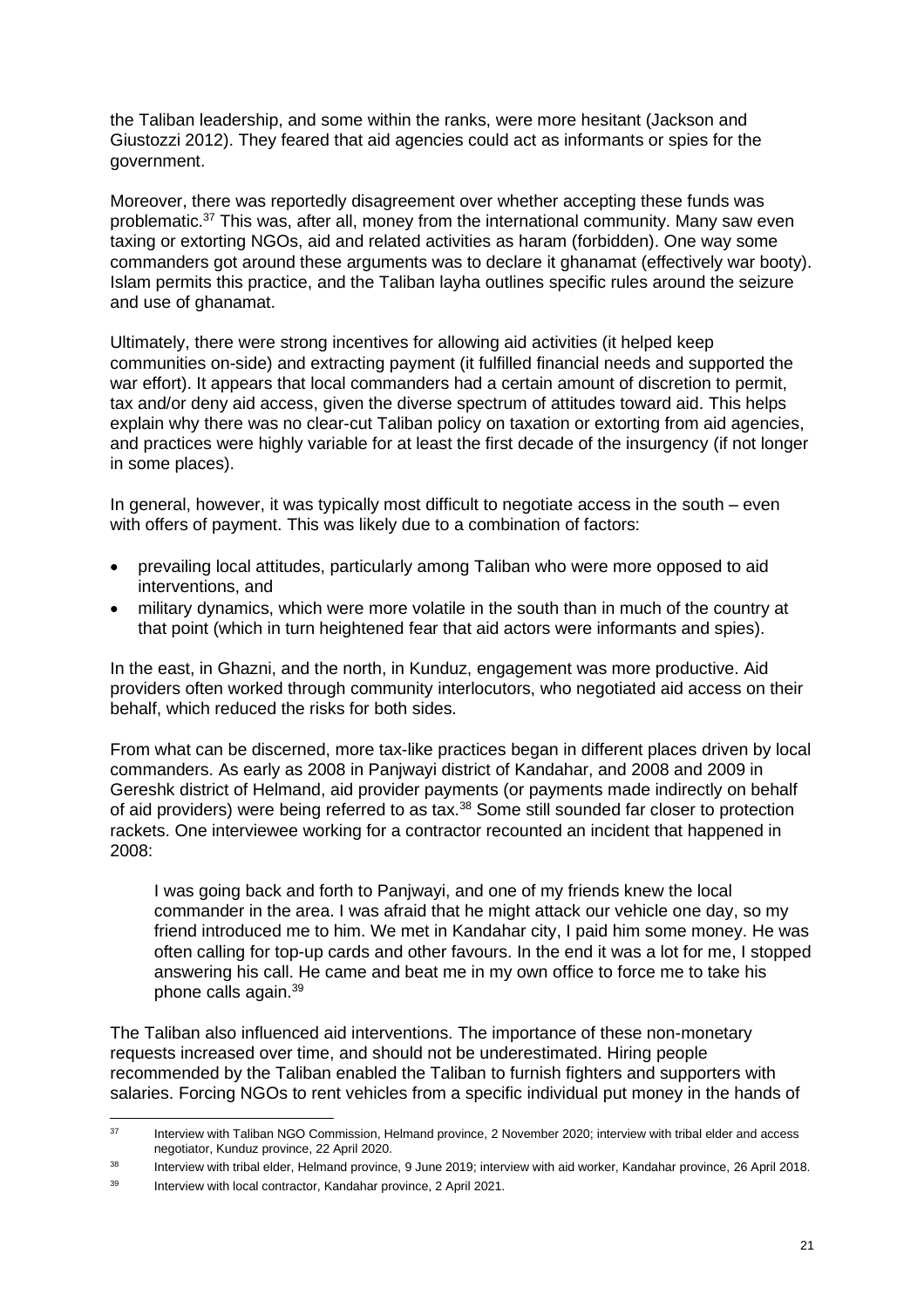the Taliban leadership, and some within the ranks, were more hesitant (Jackson and Giustozzi 2012). They feared that aid agencies could act as informants or spies for the government.

Moreover, there was reportedly disagreement over whether accepting these funds was problematic.[37] This was, after all, money from the international community. Many saw even taxing or extorting NGOs, aid and related activities as haram (forbidden). One way some commanders got around these arguments was to declare it ghanamat (effectively war booty). Islam permits this practice, and the Taliban layha outlines specific rules around the seizure and use of ghanamat.

Ultimately, there were strong incentives for allowing aid activities (it helped keep communities on-side) and extracting payment (it fulfilled financial needs and supported the war effort). It appears that local commanders had a certain amount of discretion to permit, tax and/or deny aid access, given the diverse spectrum of attitudes toward aid. This helps explain why there was no clear-cut Taliban policy on taxation or extorting from aid agencies, and practices were highly variable for at least the first decade of the insurgency (if not longer in some places).

In general, however, it was typically most difficult to negotiate access in the south – even with offers of payment. This was likely due to a combination of factors:

- prevailing local attitudes, particularly among Taliban who were more opposed to aid interventions, and
- military dynamics, which were more volatile in the south than in much of the country at that point (which in turn heightened fear that aid actors were informants and spies).

In the east, in Ghazni, and the north, in Kunduz, engagement was more productive. Aid providers often worked through community interlocutors, who negotiated aid access on their behalf, which reduced the risks for both sides.

From what can be discerned, more tax-like practices began in different places driven by local commanders. As early as 2008 in Panjwayi district of Kandahar, and 2008 and 2009 in Gereshk district of Helmand, aid provider payments (or payments made indirectly on behalf of aid providers) were being referred to as tax.[38] Some still sounded far closer to protection rackets. One interviewee working for a contractor recounted an incident that happened in 2008:

> I was going back and forth to Panjwayi, and one of my friends knew the local commander in the area. I was afraid that he might attack our vehicle one day, so my friend introduced me to him. We met in Kandahar city, I paid him some money. He was often calling for top-up cards and other favours. In the end it was a lot for me, I stopped answering his call. He came and beat me in my own office to force me to take his phone calls again.[39]

The Taliban also influenced aid interventions. The importance of these non-monetary requests increased over time, and should not be underestimated. Hiring people recommended by the Taliban enabled the Taliban to furnish fighters and supporters with salaries. Forcing NGOs to rent vehicles from a specific individual put money in the hands of

---

[37] Interview with Taliban NGO Commission, Helmand province, 2 November 2020; interview with tribal elder and access negotiator, Kunduz province, 22 April 2020.

[38] Interview with tribal elder, Helmand province, 9 June 2019; interview with aid worker, Kandahar province, 26 April 2018.

[39] Interview with local contractor, Kandahar province, 2 April 2021.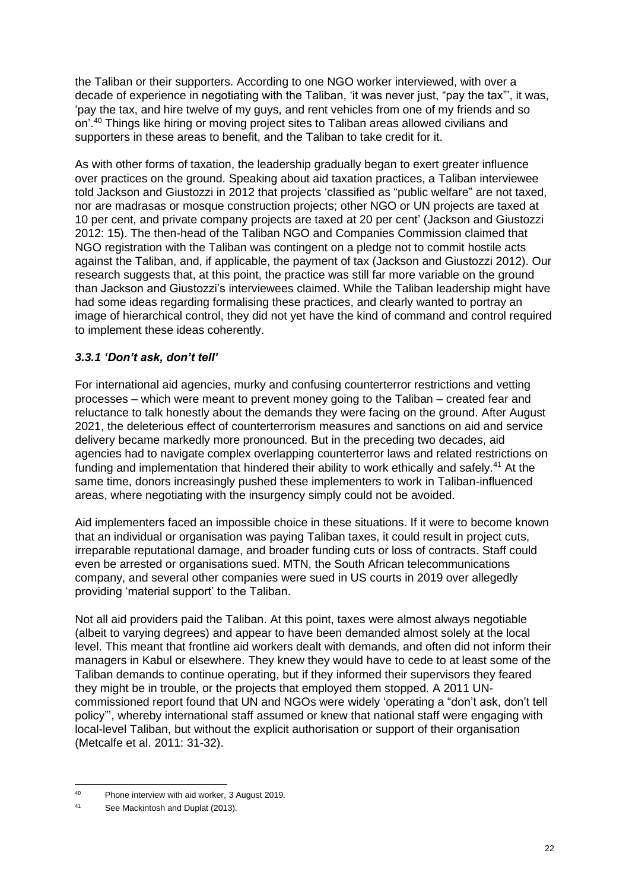the Taliban or their supporters. According to one NGO worker interviewed, with over a decade of experience in negotiating with the Taliban, 'it was never just, "pay the tax"', it was, 'pay the tax, and hire twelve of my guys, and rent vehicles from one of my friends and so on'.[40] Things like hiring or moving project sites to Taliban areas allowed civilians and supporters in these areas to benefit, and the Taliban to take credit for it.

As with other forms of taxation, the leadership gradually began to exert greater influence over practices on the ground. Speaking about aid taxation practices, a Taliban interviewee told Jackson and Giustozzi in 2012 that projects 'classified as "public welfare" are not taxed, nor are madrasas or mosque construction projects; other NGO or UN projects are taxed at 10 per cent, and private company projects are taxed at 20 per cent' (Jackson and Giustozzi 2012: 15). The then-head of the Taliban NGO and Companies Commission claimed that NGO registration with the Taliban was contingent on a pledge not to commit hostile acts against the Taliban, and, if applicable, the payment of tax (Jackson and Giustozzi 2012). Our research suggests that, at this point, the practice was still far more variable on the ground than Jackson and Giustozzi's interviewees claimed. While the Taliban leadership might have had some ideas regarding formalising these practices, and clearly wanted to portray an image of hierarchical control, they did not yet have the kind of command and control required to implement these ideas coherently.

### *3.3.1 'Don't ask, don't tell'*

For international aid agencies, murky and confusing counterterror restrictions and vetting processes – which were meant to prevent money going to the Taliban – created fear and reluctance to talk honestly about the demands they were facing on the ground. After August 2021, the deleterious effect of counterterrorism measures and sanctions on aid and service delivery became markedly more pronounced. But in the preceding two decades, aid agencies had to navigate complex overlapping counterterror laws and related restrictions on funding and implementation that hindered their ability to work ethically and safely.[41] At the same time, donors increasingly pushed these implementers to work in Taliban-influenced areas, where negotiating with the insurgency simply could not be avoided.

Aid implementers faced an impossible choice in these situations. If it were to become known that an individual or organisation was paying Taliban taxes, it could result in project cuts, irreparable reputational damage, and broader funding cuts or loss of contracts. Staff could even be arrested or organisations sued. MTN, the South African telecommunications company, and several other companies were sued in US courts in 2019 over allegedly providing 'material support' to the Taliban.

Not all aid providers paid the Taliban. At this point, taxes were almost always negotiable (albeit to varying degrees) and appear to have been demanded almost solely at the local level. This meant that frontline aid workers dealt with demands, and often did not inform their managers in Kabul or elsewhere. They knew they would have to cede to at least some of the Taliban demands to continue operating, but if they informed their supervisors they feared they might be in trouble, or the projects that employed them stopped. A 2011 UN-commissioned report found that UN and NGOs were widely 'operating a "don't ask, don't tell policy"', whereby international staff assumed or knew that national staff were engaging with local-level Taliban, but without the explicit authorisation or support of their organisation (Metcalfe et al. 2011: 31-32).

---

[40] Phone interview with aid worker, 3 August 2019.

[41] See Mackintosh and Duplat (2013).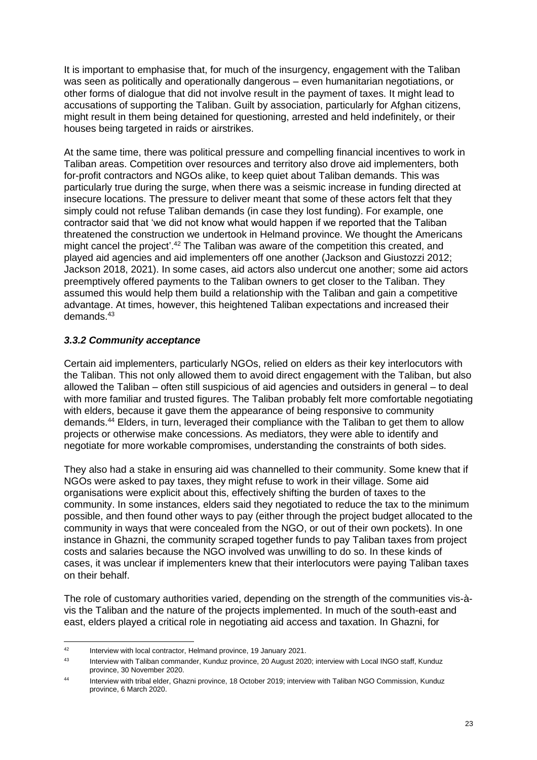It is important to emphasise that, for much of the insurgency, engagement with the Taliban was seen as politically and operationally dangerous – even humanitarian negotiations, or other forms of dialogue that did not involve result in the payment of taxes. It might lead to accusations of supporting the Taliban. Guilt by association, particularly for Afghan citizens, might result in them being detained for questioning, arrested and held indefinitely, or their houses being targeted in raids or airstrikes.

At the same time, there was political pressure and compelling financial incentives to work in Taliban areas. Competition over resources and territory also drove aid implementers, both for-profit contractors and NGOs alike, to keep quiet about Taliban demands. This was particularly true during the surge, when there was a seismic increase in funding directed at insecure locations. The pressure to deliver meant that some of these actors felt that they simply could not refuse Taliban demands (in case they lost funding). For example, one contractor said that 'we did not know what would happen if we reported that the Taliban threatened the construction we undertook in Helmand province. We thought the Americans might cancel the project'.[42] The Taliban was aware of the competition this created, and played aid agencies and aid implementers off one another (Jackson and Giustozzi 2012; Jackson 2018, 2021). In some cases, aid actors also undercut one another; some aid actors preemptively offered payments to the Taliban owners to get closer to the Taliban. They assumed this would help them build a relationship with the Taliban and gain a competitive advantage. At times, however, this heightened Taliban expectations and increased their demands.[43]

### *3.3.2 Community acceptance*

Certain aid implementers, particularly NGOs, relied on elders as their key interlocutors with the Taliban. This not only allowed them to avoid direct engagement with the Taliban, but also allowed the Taliban – often still suspicious of aid agencies and outsiders in general – to deal with more familiar and trusted figures. The Taliban probably felt more comfortable negotiating with elders, because it gave them the appearance of being responsive to community demands.[44] Elders, in turn, leveraged their compliance with the Taliban to get them to allow projects or otherwise make concessions. As mediators, they were able to identify and negotiate for more workable compromises, understanding the constraints of both sides.

They also had a stake in ensuring aid was channelled to their community. Some knew that if NGOs were asked to pay taxes, they might refuse to work in their village. Some aid organisations were explicit about this, effectively shifting the burden of taxes to the community. In some instances, elders said they negotiated to reduce the tax to the minimum possible, and then found other ways to pay (either through the project budget allocated to the community in ways that were concealed from the NGO, or out of their own pockets). In one instance in Ghazni, the community scraped together funds to pay Taliban taxes from project costs and salaries because the NGO involved was unwilling to do so. In these kinds of cases, it was unclear if implementers knew that their interlocutors were paying Taliban taxes on their behalf.

The role of customary authorities varied, depending on the strength of the communities vis-à-vis the Taliban and the nature of the projects implemented. In much of the south-east and east, elders played a critical role in negotiating aid access and taxation. In Ghazni, for

---

[42] Interview with local contractor, Helmand province, 19 January 2021.

[43] Interview with Taliban commander, Kunduz province, 20 August 2020; interview with Local INGO staff, Kunduz province, 30 November 2020.

[44] Interview with tribal elder, Ghazni province, 18 October 2019; interview with Taliban NGO Commission, Kunduz province, 6 March 2020.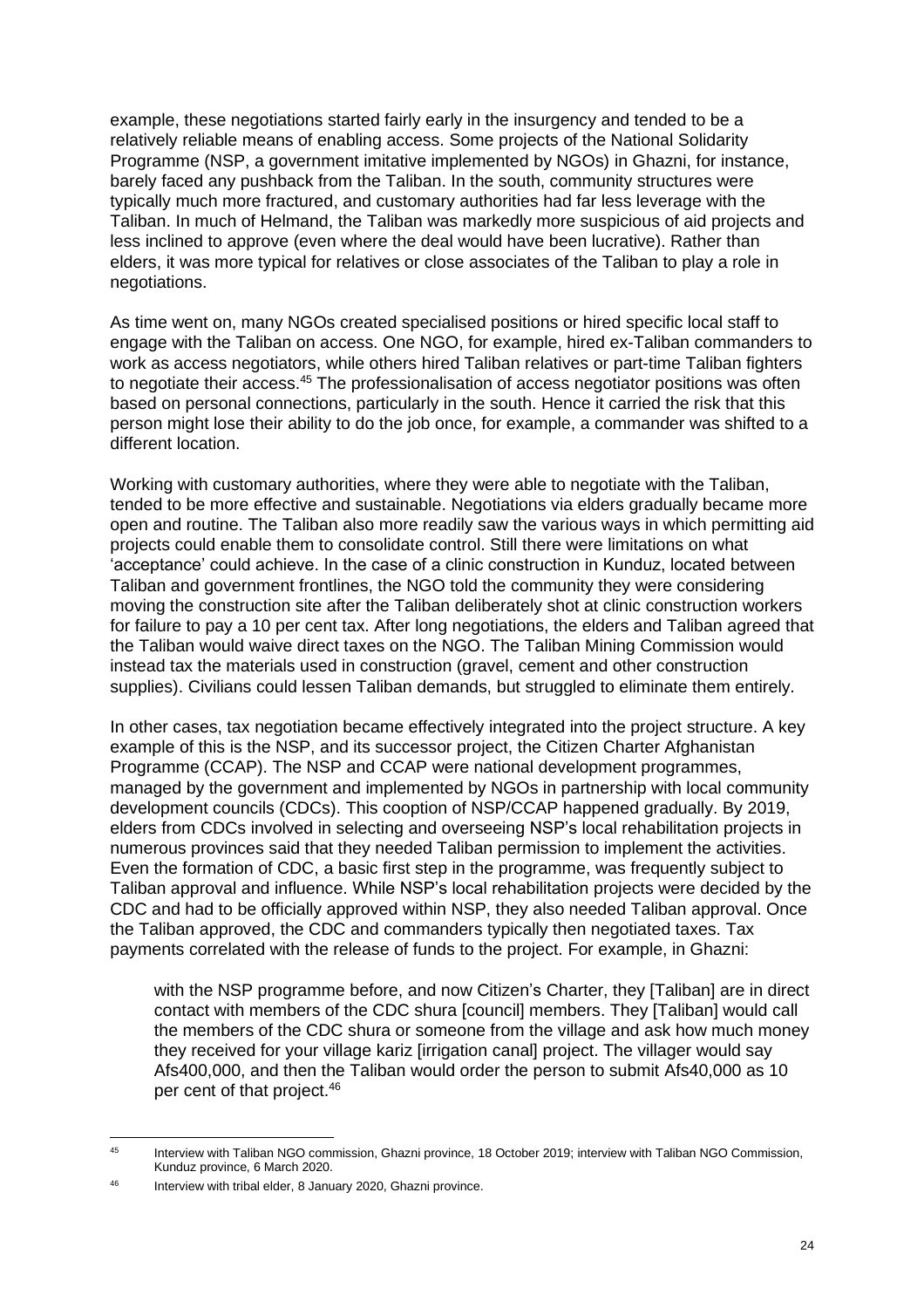example, these negotiations started fairly early in the insurgency and tended to be a relatively reliable means of enabling access. Some projects of the National Solidarity Programme (NSP, a government imitative implemented by NGOs) in Ghazni, for instance, barely faced any pushback from the Taliban. In the south, community structures were typically much more fractured, and customary authorities had far less leverage with the Taliban. In much of Helmand, the Taliban was markedly more suspicious of aid projects and less inclined to approve (even where the deal would have been lucrative). Rather than elders, it was more typical for relatives or close associates of the Taliban to play a role in negotiations.

As time went on, many NGOs created specialised positions or hired specific local staff to engage with the Taliban on access. One NGO, for example, hired ex-Taliban commanders to work as access negotiators, while others hired Taliban relatives or part-time Taliban fighters to negotiate their access.[45] The professionalisation of access negotiator positions was often based on personal connections, particularly in the south. Hence it carried the risk that this person might lose their ability to do the job once, for example, a commander was shifted to a different location.

Working with customary authorities, where they were able to negotiate with the Taliban, tended to be more effective and sustainable. Negotiations via elders gradually became more open and routine. The Taliban also more readily saw the various ways in which permitting aid projects could enable them to consolidate control. Still there were limitations on what 'acceptance' could achieve. In the case of a clinic construction in Kunduz, located between Taliban and government frontlines, the NGO told the community they were considering moving the construction site after the Taliban deliberately shot at clinic construction workers for failure to pay a 10 per cent tax. After long negotiations, the elders and Taliban agreed that the Taliban would waive direct taxes on the NGO. The Taliban Mining Commission would instead tax the materials used in construction (gravel, cement and other construction supplies). Civilians could lessen Taliban demands, but struggled to eliminate them entirely.

In other cases, tax negotiation became effectively integrated into the project structure. A key example of this is the NSP, and its successor project, the Citizen Charter Afghanistan Programme (CCAP). The NSP and CCAP were national development programmes, managed by the government and implemented by NGOs in partnership with local community development councils (CDCs). This cooption of NSP/CCAP happened gradually. By 2019, elders from CDCs involved in selecting and overseeing NSP's local rehabilitation projects in numerous provinces said that they needed Taliban permission to implement the activities. Even the formation of CDC, a basic first step in the programme, was frequently subject to Taliban approval and influence. While NSP's local rehabilitation projects were decided by the CDC and had to be officially approved within NSP, they also needed Taliban approval. Once the Taliban approved, the CDC and commanders typically then negotiated taxes. Tax payments correlated with the release of funds to the project. For example, in Ghazni:

> with the NSP programme before, and now Citizen's Charter, they [Taliban] are in direct contact with members of the CDC shura [council] members. They [Taliban] would call the members of the CDC shura or someone from the village and ask how much money they received for your village kariz [irrigation canal] project. The villager would say Afs400,000, and then the Taliban would order the person to submit Afs40,000 as 10 per cent of that project.[46]

---

[45] Interview with Taliban NGO commission, Ghazni province, 18 October 2019; interview with Taliban NGO Commission, Kunduz province, 6 March 2020.

[46] Interview with tribal elder, 8 January 2020, Ghazni province.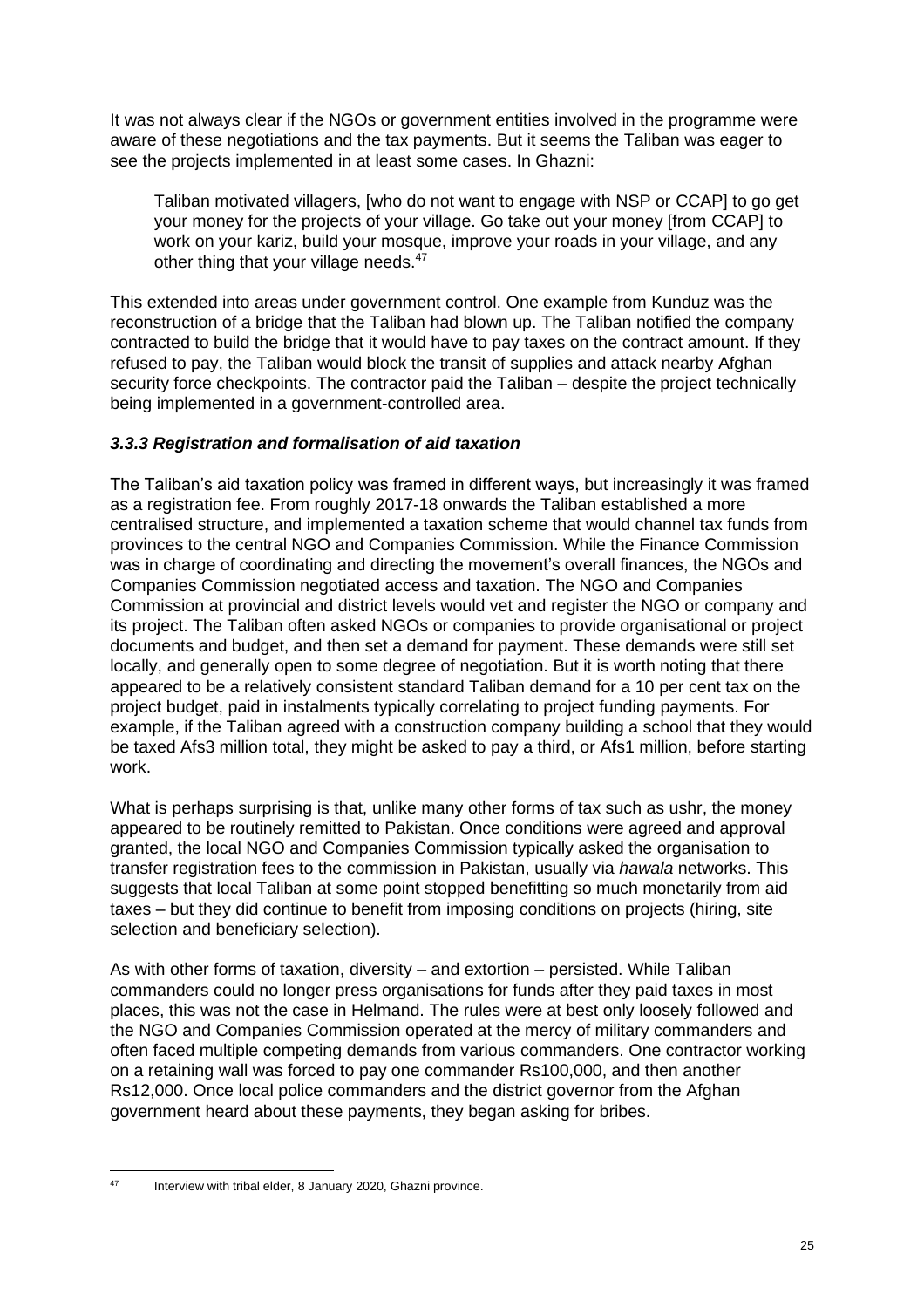It was not always clear if the NGOs or government entities involved in the programme were aware of these negotiations and the tax payments. But it seems the Taliban was eager to see the projects implemented in at least some cases. In Ghazni:

> Taliban motivated villagers, [who do not want to engage with NSP or CCAP] to go get your money for the projects of your village. Go take out your money [from CCAP] to work on your kariz, build your mosque, improve your roads in your village, and any other thing that your village needs.[47]

This extended into areas under government control. One example from Kunduz was the reconstruction of a bridge that the Taliban had blown up. The Taliban notified the company contracted to build the bridge that it would have to pay taxes on the contract amount. If they refused to pay, the Taliban would block the transit of supplies and attack nearby Afghan security force checkpoints. The contractor paid the Taliban – despite the project technically being implemented in a government-controlled area.

### *3.3.3 Registration and formalisation of aid taxation*

The Taliban's aid taxation policy was framed in different ways, but increasingly it was framed as a registration fee. From roughly 2017-18 onwards the Taliban established a more centralised structure, and implemented a taxation scheme that would channel tax funds from provinces to the central NGO and Companies Commission. While the Finance Commission was in charge of coordinating and directing the movement's overall finances, the NGOs and Companies Commission negotiated access and taxation. The NGO and Companies Commission at provincial and district levels would vet and register the NGO or company and its project. The Taliban often asked NGOs or companies to provide organisational or project documents and budget, and then set a demand for payment. These demands were still set locally, and generally open to some degree of negotiation. But it is worth noting that there appeared to be a relatively consistent standard Taliban demand for a 10 per cent tax on the project budget, paid in instalments typically correlating to project funding payments. For example, if the Taliban agreed with a construction company building a school that they would be taxed Afs3 million total, they might be asked to pay a third, or Afs1 million, before starting work.

What is perhaps surprising is that, unlike many other forms of tax such as ushr, the money appeared to be routinely remitted to Pakistan. Once conditions were agreed and approval granted, the local NGO and Companies Commission typically asked the organisation to transfer registration fees to the commission in Pakistan, usually via *hawala* networks. This suggests that local Taliban at some point stopped benefitting so much monetarily from aid taxes – but they did continue to benefit from imposing conditions on projects (hiring, site selection and beneficiary selection).

As with other forms of taxation, diversity – and extortion – persisted. While Taliban commanders could no longer press organisations for funds after they paid taxes in most places, this was not the case in Helmand. The rules were at best only loosely followed and the NGO and Companies Commission operated at the mercy of military commanders and often faced multiple competing demands from various commanders. One contractor working on a retaining wall was forced to pay one commander Rs100,000, and then another Rs12,000. Once local police commanders and the district governor from the Afghan government heard about these payments, they began asking for bribes.

---

[47] Interview with tribal elder, 8 January 2020, Ghazni province.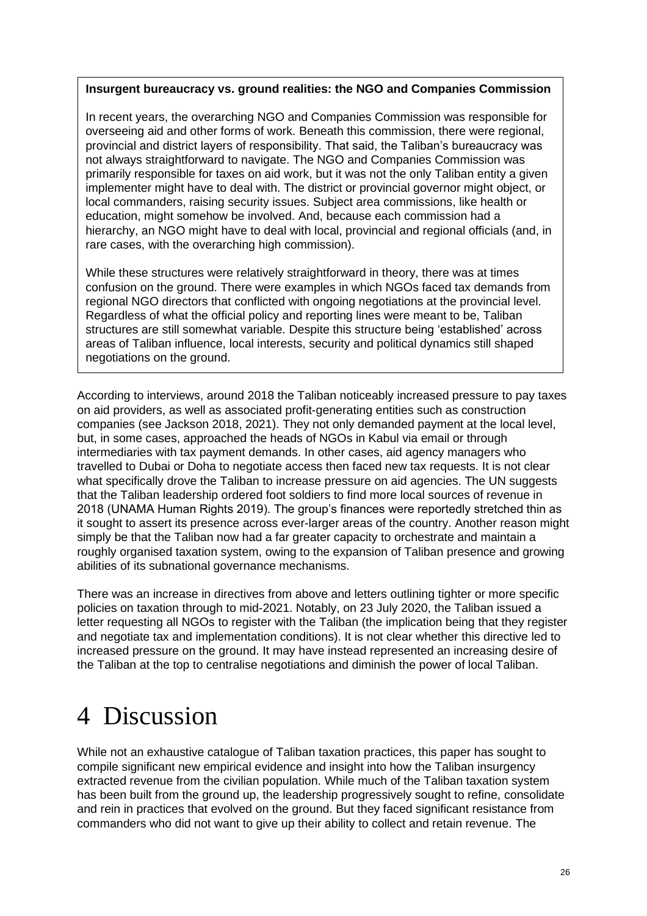> **Insurgent bureaucracy vs. ground realities: the NGO and Companies Commission**
>
> In recent years, the overarching NGO and Companies Commission was responsible for overseeing aid and other forms of work. Beneath this commission, there were regional, provincial and district layers of responsibility. That said, the Taliban's bureaucracy was not always straightforward to navigate. The NGO and Companies Commission was primarily responsible for taxes on aid work, but it was not the only Taliban entity a given implementer might have to deal with. The district or provincial governor might object, or local commanders, raising security issues. Subject area commissions, like health or education, might somehow be involved. And, because each commission had a hierarchy, an NGO might have to deal with local, provincial and regional officials (and, in rare cases, with the overarching high commission).
>
> While these structures were relatively straightforward in theory, there was at times confusion on the ground. There were examples in which NGOs faced tax demands from regional NGO directors that conflicted with ongoing negotiations at the provincial level. Regardless of what the official policy and reporting lines were meant to be, Taliban structures are still somewhat variable. Despite this structure being 'established' across areas of Taliban influence, local interests, security and political dynamics still shaped negotiations on the ground.

According to interviews, around 2018 the Taliban noticeably increased pressure to pay taxes on aid providers, as well as associated profit-generating entities such as construction companies (see Jackson 2018, 2021). They not only demanded payment at the local level, but, in some cases, approached the heads of NGOs in Kabul via email or through intermediaries with tax payment demands. In other cases, aid agency managers who travelled to Dubai or Doha to negotiate access then faced new tax requests. It is not clear what specifically drove the Taliban to increase pressure on aid agencies. The UN suggests that the Taliban leadership ordered foot soldiers to find more local sources of revenue in 2018 (UNAMA Human Rights 2019). The group's finances were reportedly stretched thin as it sought to assert its presence across ever-larger areas of the country. Another reason might simply be that the Taliban now had a far greater capacity to orchestrate and maintain a roughly organised taxation system, owing to the expansion of Taliban presence and growing abilities of its subnational governance mechanisms.

There was an increase in directives from above and letters outlining tighter or more specific policies on taxation through to mid-2021. Notably, on 23 July 2020, the Taliban issued a letter requesting all NGOs to register with the Taliban (the implication being that they register and negotiate tax and implementation conditions). It is not clear whether this directive led to increased pressure on the ground. It may have instead represented an increasing desire of the Taliban at the top to centralise negotiations and diminish the power of local Taliban.

# 4 Discussion

While not an exhaustive catalogue of Taliban taxation practices, this paper has sought to compile significant new empirical evidence and insight into how the Taliban insurgency extracted revenue from the civilian population. While much of the Taliban taxation system has been built from the ground up, the leadership progressively sought to refine, consolidate and rein in practices that evolved on the ground. But they faced significant resistance from commanders who did not want to give up their ability to collect and retain revenue. The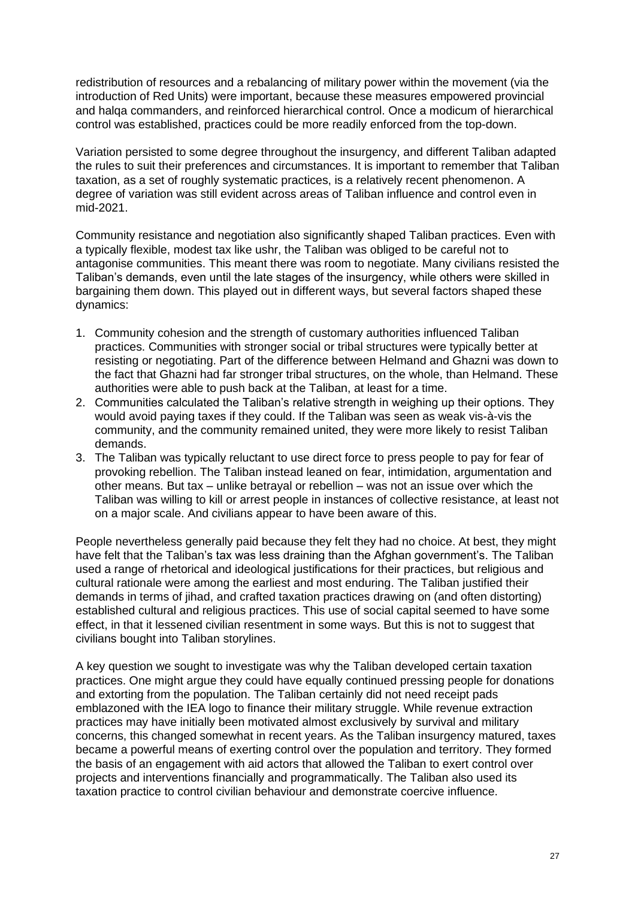redistribution of resources and a rebalancing of military power within the movement (via the introduction of Red Units) were important, because these measures empowered provincial and halqa commanders, and reinforced hierarchical control. Once a modicum of hierarchical control was established, practices could be more readily enforced from the top-down.

Variation persisted to some degree throughout the insurgency, and different Taliban adapted the rules to suit their preferences and circumstances. It is important to remember that Taliban taxation, as a set of roughly systematic practices, is a relatively recent phenomenon. A degree of variation was still evident across areas of Taliban influence and control even in mid-2021.

Community resistance and negotiation also significantly shaped Taliban practices. Even with a typically flexible, modest tax like ushr, the Taliban was obliged to be careful not to antagonise communities. This meant there was room to negotiate. Many civilians resisted the Taliban's demands, even until the late stages of the insurgency, while others were skilled in bargaining them down. This played out in different ways, but several factors shaped these dynamics:

1. Community cohesion and the strength of customary authorities influenced Taliban practices. Communities with stronger social or tribal structures were typically better at resisting or negotiating. Part of the difference between Helmand and Ghazni was down to the fact that Ghazni had far stronger tribal structures, on the whole, than Helmand. These authorities were able to push back at the Taliban, at least for a time.
2. Communities calculated the Taliban's relative strength in weighing up their options. They would avoid paying taxes if they could. If the Taliban was seen as weak vis-à-vis the community, and the community remained united, they were more likely to resist Taliban demands.
3. The Taliban was typically reluctant to use direct force to press people to pay for fear of provoking rebellion. The Taliban instead leaned on fear, intimidation, argumentation and other means. But tax – unlike betrayal or rebellion – was not an issue over which the Taliban was willing to kill or arrest people in instances of collective resistance, at least not on a major scale. And civilians appear to have been aware of this.

People nevertheless generally paid because they felt they had no choice. At best, they might have felt that the Taliban's tax was less draining than the Afghan government's. The Taliban used a range of rhetorical and ideological justifications for their practices, but religious and cultural rationale were among the earliest and most enduring. The Taliban justified their demands in terms of jihad, and crafted taxation practices drawing on (and often distorting) established cultural and religious practices. This use of social capital seemed to have some effect, in that it lessened civilian resentment in some ways. But this is not to suggest that civilians bought into Taliban storylines.

A key question we sought to investigate was why the Taliban developed certain taxation practices. One might argue they could have equally continued pressing people for donations and extorting from the population. The Taliban certainly did not need receipt pads emblazoned with the IEA logo to finance their military struggle. While revenue extraction practices may have initially been motivated almost exclusively by survival and military concerns, this changed somewhat in recent years. As the Taliban insurgency matured, taxes became a powerful means of exerting control over the population and territory. They formed the basis of an engagement with aid actors that allowed the Taliban to exert control over projects and interventions financially and programmatically. The Taliban also used its taxation practice to control civilian behaviour and demonstrate coercive influence.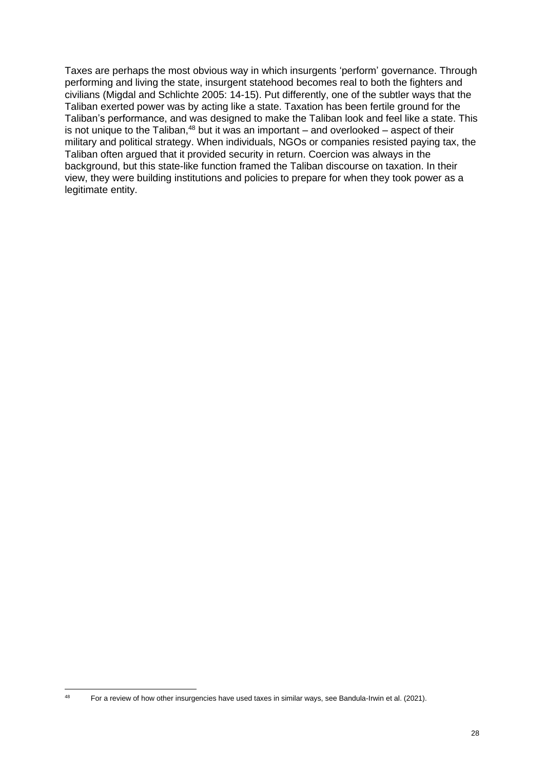Taxes are perhaps the most obvious way in which insurgents 'perform' governance. Through performing and living the state, insurgent statehood becomes real to both the fighters and civilians (Migdal and Schlichte 2005: 14-15). Put differently, one of the subtler ways that the Taliban exerted power was by acting like a state. Taxation has been fertile ground for the Taliban's performance, and was designed to make the Taliban look and feel like a state. This is not unique to the Taliban,[48] but it was an important – and overlooked – aspect of their military and political strategy. When individuals, NGOs or companies resisted paying tax, the Taliban often argued that it provided security in return. Coercion was always in the background, but this state-like function framed the Taliban discourse on taxation. In their view, they were building institutions and policies to prepare for when they took power as a legitimate entity.

[48] For a review of how other insurgencies have used taxes in similar ways, see Bandula-Irwin et al. (2021).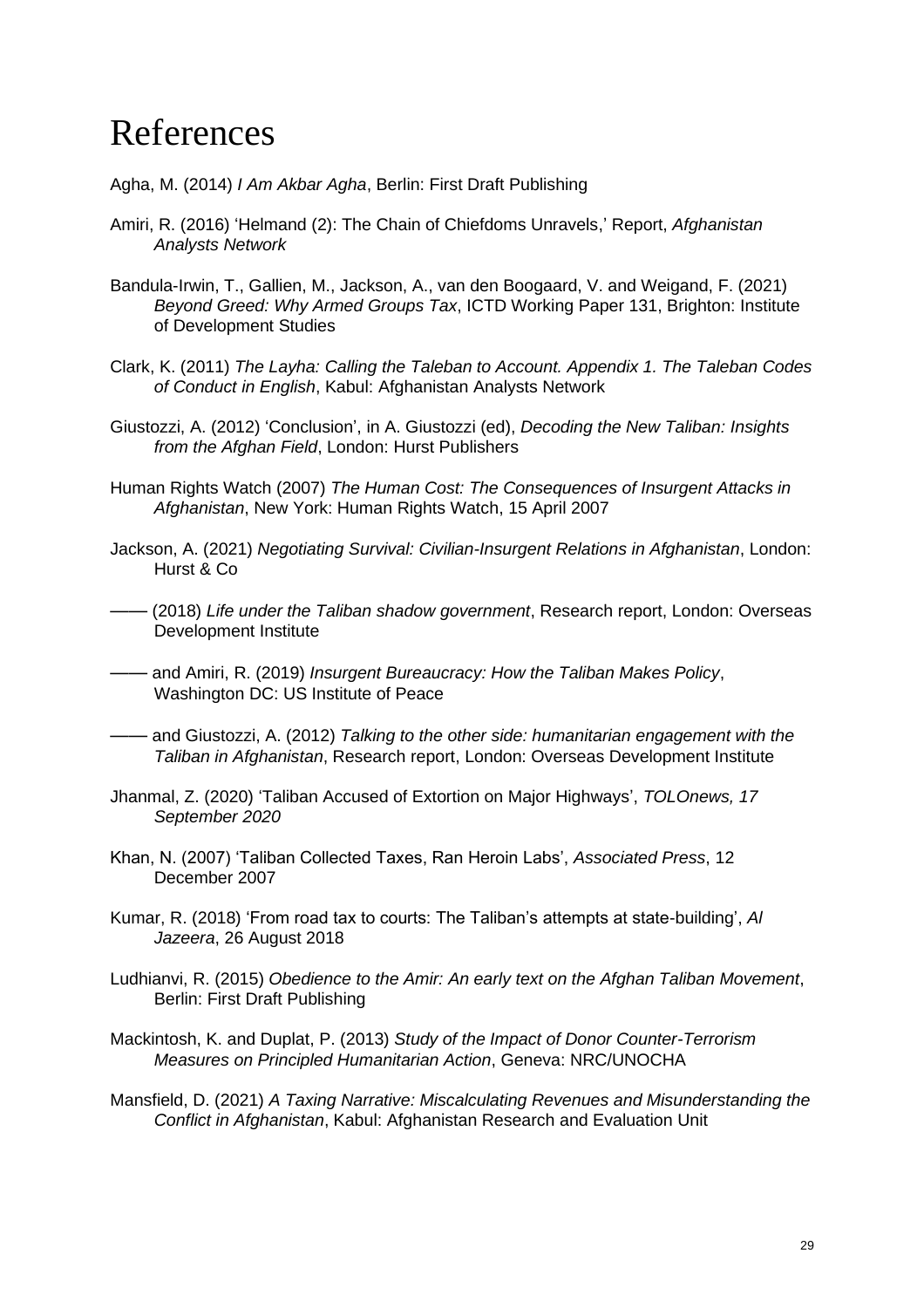# References

Agha, M. (2014) *I Am Akbar Agha*, Berlin: First Draft Publishing

Amiri, R. (2016) 'Helmand (2): The Chain of Chiefdoms Unravels,' Report, *Afghanistan Analysts Network*

Bandula-Irwin, T., Gallien, M., Jackson, A., van den Boogaard, V. and Weigand, F. (2021) *Beyond Greed: Why Armed Groups Tax*, ICTD Working Paper 131, Brighton: Institute of Development Studies

Clark, K. (2011) *The Layha: Calling the Taleban to Account. Appendix 1. The Taleban Codes of Conduct in English*, Kabul: Afghanistan Analysts Network

Giustozzi, A. (2012) 'Conclusion', in A. Giustozzi (ed), *Decoding the New Taliban: Insights from the Afghan Field*, London: Hurst Publishers

Human Rights Watch (2007) *The Human Cost: The Consequences of Insurgent Attacks in Afghanistan*, New York: Human Rights Watch, 15 April 2007

Jackson, A. (2021) *Negotiating Survival: Civilian-Insurgent Relations in Afghanistan*, London: Hurst & Co

—— (2018) *Life under the Taliban shadow government*, Research report, London: Overseas Development Institute

—— and Amiri, R. (2019) *Insurgent Bureaucracy: How the Taliban Makes Policy*, Washington DC: US Institute of Peace

—— and Giustozzi, A. (2012) *Talking to the other side: humanitarian engagement with the Taliban in Afghanistan*, Research report, London: Overseas Development Institute

Jhanmal, Z. (2020) 'Taliban Accused of Extortion on Major Highways', *TOLOnews, 17 September 2020*

Khan, N. (2007) 'Taliban Collected Taxes, Ran Heroin Labs', *Associated Press*, 12 December 2007

Kumar, R. (2018) 'From road tax to courts: The Taliban's attempts at state-building', *Al Jazeera*, 26 August 2018

Ludhianvi, R. (2015) *Obedience to the Amir: An early text on the Afghan Taliban Movement*, Berlin: First Draft Publishing

Mackintosh, K. and Duplat, P. (2013) *Study of the Impact of Donor Counter-Terrorism Measures on Principled Humanitarian Action*, Geneva: NRC/UNOCHA

Mansfield, D. (2021) *A Taxing Narrative: Miscalculating Revenues and Misunderstanding the Conflict in Afghanistan*, Kabul: Afghanistan Research and Evaluation Unit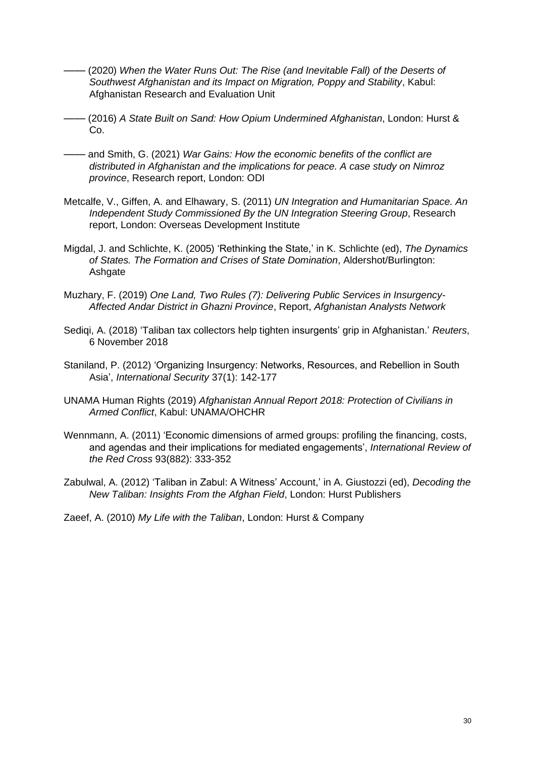—— (2020) *When the Water Runs Out: The Rise (and Inevitable Fall) of the Deserts of Southwest Afghanistan and its Impact on Migration, Poppy and Stability*, Kabul: Afghanistan Research and Evaluation Unit

—— (2016) *A State Built on Sand: How Opium Undermined Afghanistan*, London: Hurst & Co.

—— and Smith, G. (2021) *War Gains: How the economic benefits of the conflict are distributed in Afghanistan and the implications for peace. A case study on Nimroz province*, Research report, London: ODI

Metcalfe, V., Giffen, A. and Elhawary, S. (2011) *UN Integration and Humanitarian Space. An Independent Study Commissioned By the UN Integration Steering Group*, Research report, London: Overseas Development Institute

Migdal, J. and Schlichte, K. (2005) 'Rethinking the State,' in K. Schlichte (ed), *The Dynamics of States. The Formation and Crises of State Domination*, Aldershot/Burlington: Ashgate

Muzhary, F. (2019) *One Land, Two Rules (7): Delivering Public Services in Insurgency-Affected Andar District in Ghazni Province*, Report, *Afghanistan Analysts Network*

Sediqi, A. (2018) 'Taliban tax collectors help tighten insurgents' grip in Afghanistan.' *Reuters*, 6 November 2018

Staniland, P. (2012) 'Organizing Insurgency: Networks, Resources, and Rebellion in South Asia', *International Security* 37(1): 142-177

UNAMA Human Rights (2019) *Afghanistan Annual Report 2018: Protection of Civilians in Armed Conflict*, Kabul: UNAMA/OHCHR

Wennmann, A. (2011) 'Economic dimensions of armed groups: profiling the financing, costs, and agendas and their implications for mediated engagements', *International Review of the Red Cross* 93(882): 333-352

Zabulwal, A. (2012) 'Taliban in Zabul: A Witness' Account,' in A. Giustozzi (ed), *Decoding the New Taliban: Insights From the Afghan Field*, London: Hurst Publishers

Zaeef, A. (2010) *My Life with the Taliban*, London: Hurst & Company